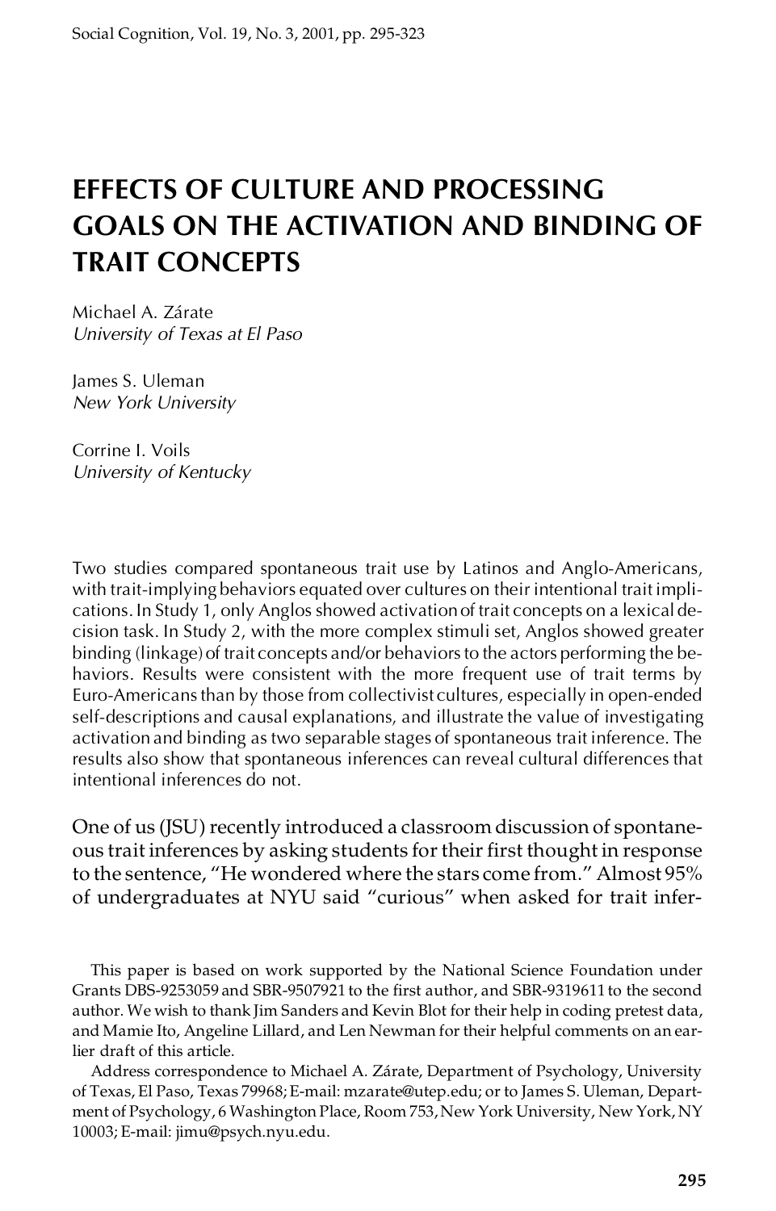# EFFECTS OF CULTURE AND PROCESSING GOALS ON THE ACTIVATION AND BINDING OF TRAIT CONCEPTS

Michael A. Zárate
*University of Texas at El Paso*

James S. Uleman
*New York University*

Corrine I. Voils
*University of Kentucky*

Two studies compared spontaneous trait use by Latinos and Anglo-Americans, with trait-implying behaviors equated over cultures on their intentional trait implications. In Study 1, only Anglos showed activation of trait concepts on a lexical decision task. In Study 2, with the more complex stimuli set, Anglos showed greater binding (linkage) of trait concepts and/or behaviors to the actors performing the behaviors. Results were consistent with the more frequent use of trait terms by Euro-Americans than by those from collectivist cultures, especially in open-ended self-descriptions and causal explanations, and illustrate the value of investigating activation and binding as two separable stages of spontaneous trait inference. The results also show that spontaneous inferences can reveal cultural differences that intentional inferences do not.

One of us (JSU) recently introduced a classroom discussion of spontaneous trait inferences by asking students for their first thought in response to the sentence, "He wondered where the stars come from." Almost 95% of undergraduates at NYU said "curious" when asked for trait infer-

This paper is based on work supported by the National Science Foundation under Grants DBS-9253059 and SBR-9507921 to the first author, and SBR-9319611 to the second author. We wish to thank Jim Sanders and Kevin Blot for their help in coding pretest data, and Mamie Ito, Angeline Lillard, and Len Newman for their helpful comments on an earlier draft of this article.

Address correspondence to Michael A. Zárate, Department of Psychology, University of Texas, El Paso, Texas 79968; E-mail: mzarate@utep.edu; or to James S. Uleman, Department of Psychology, 6 Washington Place, Room 753, New York University, New York, NY 10003; E-mail: jimu@psych.nyu.edu.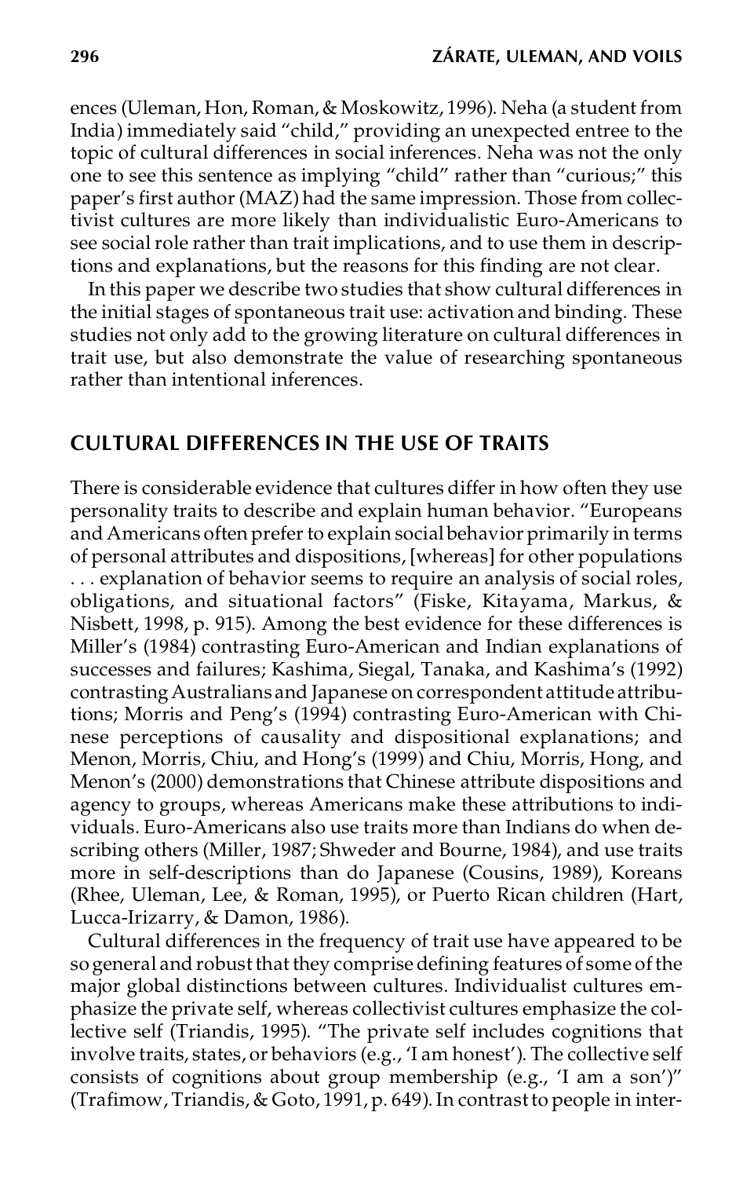ences (Uleman, Hon, Roman, & Moskowitz, 1996). Neha (a student from India) immediately said "child," providing an unexpected entree to the topic of cultural differences in social inferences. Neha was not the only one to see this sentence as implying "child" rather than "curious;" this paper's first author (MAZ) had the same impression. Those from collectivist cultures are more likely than individualistic Euro-Americans to see social role rather than trait implications, and to use them in descriptions and explanations, but the reasons for this finding are not clear.

In this paper we describe two studies that show cultural differences in the initial stages of spontaneous trait use: activation and binding. These studies not only add to the growing literature on cultural differences in trait use, but also demonstrate the value of researching spontaneous rather than intentional inferences.

## CULTURAL DIFFERENCES IN THE USE OF TRAITS

There is considerable evidence that cultures differ in how often they use personality traits to describe and explain human behavior. "Europeans and Americans often prefer to explain social behavior primarily in terms of personal attributes and dispositions, [whereas] for other populations . . . explanation of behavior seems to require an analysis of social roles, obligations, and situational factors" (Fiske, Kitayama, Markus, & Nisbett, 1998, p. 915). Among the best evidence for these differences is Miller's (1984) contrasting Euro-American and Indian explanations of successes and failures; Kashima, Siegal, Tanaka, and Kashima's (1992) contrasting Australians and Japanese on correspondent attitude attributions; Morris and Peng's (1994) contrasting Euro-American with Chinese perceptions of causality and dispositional explanations; and Menon, Morris, Chiu, and Hong's (1999) and Chiu, Morris, Hong, and Menon's (2000) demonstrations that Chinese attribute dispositions and agency to groups, whereas Americans make these attributions to individuals. Euro-Americans also use traits more than Indians do when describing others (Miller, 1987; Shweder and Bourne, 1984), and use traits more in self-descriptions than do Japanese (Cousins, 1989), Koreans (Rhee, Uleman, Lee, & Roman, 1995), or Puerto Rican children (Hart, Lucca-Irizarry, & Damon, 1986).

Cultural differences in the frequency of trait use have appeared to be so general and robust that they comprise defining features of some of the major global distinctions between cultures. Individualist cultures emphasize the private self, whereas collectivist cultures emphasize the collective self (Triandis, 1995). "The private self includes cognitions that involve traits, states, or behaviors (e.g., 'I am honest'). The collective self consists of cognitions about group membership (e.g., 'I am a son')" (Trafimow, Triandis, & Goto, 1991, p. 649). In contrast to people in inter-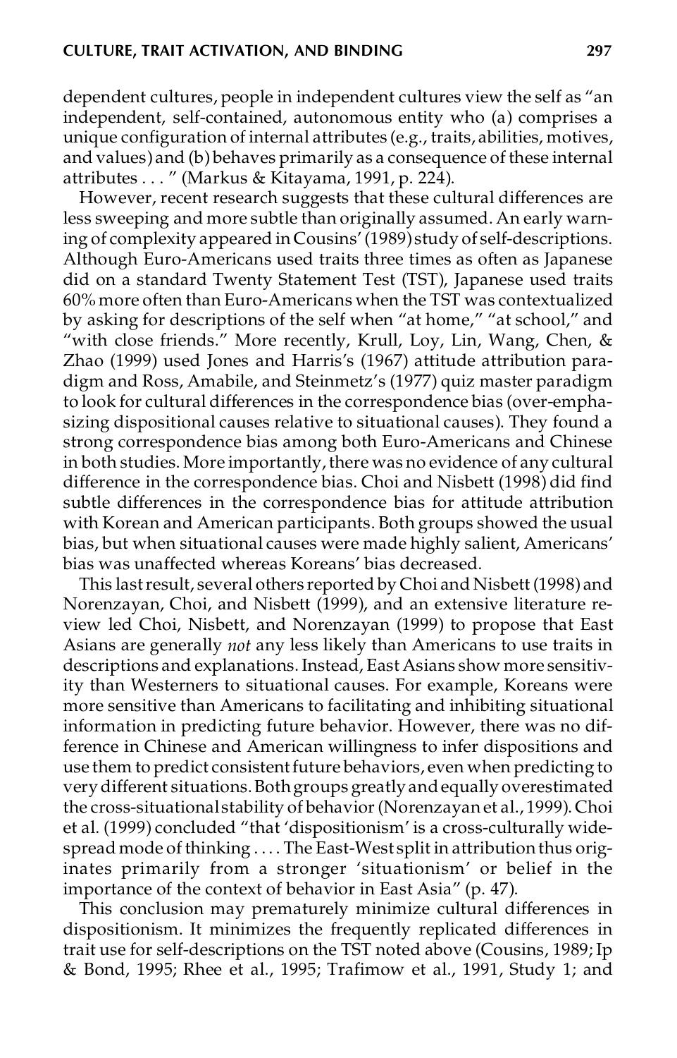dependent cultures, people in independent cultures view the self as "an independent, self-contained, autonomous entity who (a) comprises a unique configuration of internal attributes (e.g., traits, abilities, motives, and values) and (b) behaves primarily as a consequence of these internal attributes . . . " (Markus & Kitayama, 1991, p. 224).

However, recent research suggests that these cultural differences are less sweeping and more subtle than originally assumed. An early warning of complexity appeared in Cousins' (1989) study of self-descriptions. Although Euro-Americans used traits three times as often as Japanese did on a standard Twenty Statement Test (TST), Japanese used traits 60% more often than Euro-Americans when the TST was contextualized by asking for descriptions of the self when "at home," "at school," and "with close friends." More recently, Krull, Loy, Lin, Wang, Chen, & Zhao (1999) used Jones and Harris's (1967) attitude attribution paradigm and Ross, Amabile, and Steinmetz's (1977) quiz master paradigm to look for cultural differences in the correspondence bias (over-emphasizing dispositional causes relative to situational causes). They found a strong correspondence bias among both Euro-Americans and Chinese in both studies. More importantly, there was no evidence of any cultural difference in the correspondence bias. Choi and Nisbett (1998) did find subtle differences in the correspondence bias for attitude attribution with Korean and American participants. Both groups showed the usual bias, but when situational causes were made highly salient, Americans' bias was unaffected whereas Koreans' bias decreased.

This last result, several others reported by Choi and Nisbett (1998) and Norenzayan, Choi, and Nisbett (1999), and an extensive literature review led Choi, Nisbett, and Norenzayan (1999) to propose that East Asians are generally *not* any less likely than Americans to use traits in descriptions and explanations. Instead, East Asians show more sensitivity than Westerners to situational causes. For example, Koreans were more sensitive than Americans to facilitating and inhibiting situational information in predicting future behavior. However, there was no difference in Chinese and American willingness to infer dispositions and use them to predict consistent future behaviors, even when predicting to very different situations. Both groups greatly and equally overestimated the cross-situational stability of behavior (Norenzayan et al., 1999). Choi et al. (1999) concluded "that 'dispositionism' is a cross-culturally widespread mode of thinking . . . . The East-West split in attribution thus originates primarily from a stronger 'situationism' or belief in the importance of the context of behavior in East Asia" (p. 47).

This conclusion may prematurely minimize cultural differences in dispositionism. It minimizes the frequently replicated differences in trait use for self-descriptions on the TST noted above (Cousins, 1989; Ip & Bond, 1995; Rhee et al., 1995; Trafimow et al., 1991, Study 1; and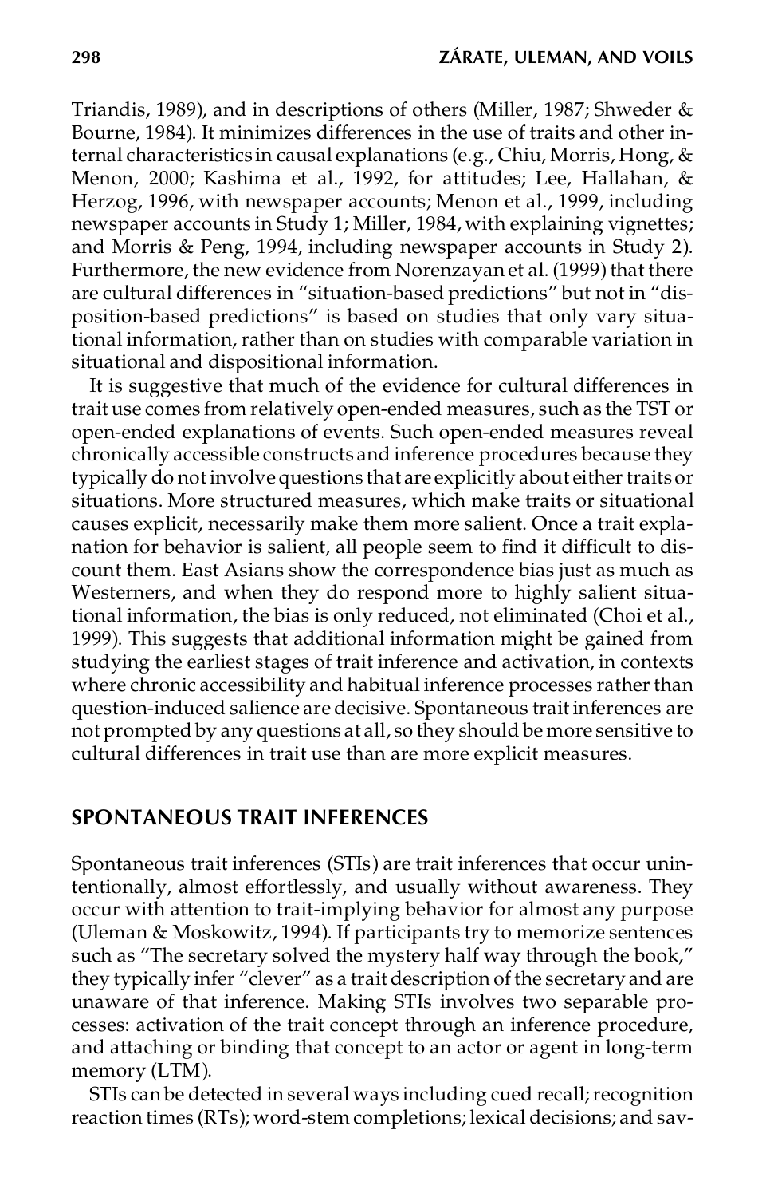Triandis, 1989), and in descriptions of others (Miller, 1987; Shweder & Bourne, 1984). It minimizes differences in the use of traits and other internal characteristics in causal explanations (e.g., Chiu, Morris, Hong, & Menon, 2000; Kashima et al., 1992, for attitudes; Lee, Hallahan, & Herzog, 1996, with newspaper accounts; Menon et al., 1999, including newspaper accounts in Study 1; Miller, 1984, with explaining vignettes; and Morris & Peng, 1994, including newspaper accounts in Study 2). Furthermore, the new evidence from Norenzayan et al. (1999) that there are cultural differences in "situation-based predictions" but not in "disposition-based predictions" is based on studies that only vary situational information, rather than on studies with comparable variation in situational and dispositional information.

It is suggestive that much of the evidence for cultural differences in trait use comes from relatively open-ended measures, such as the TST or open-ended explanations of events. Such open-ended measures reveal chronically accessible constructs and inference procedures because they typically do not involve questions that are explicitly about either traits or situations. More structured measures, which make traits or situational causes explicit, necessarily make them more salient. Once a trait explanation for behavior is salient, all people seem to find it difficult to discount them. East Asians show the correspondence bias just as much as Westerners, and when they do respond more to highly salient situational information, the bias is only reduced, not eliminated (Choi et al., 1999). This suggests that additional information might be gained from studying the earliest stages of trait inference and activation, in contexts where chronic accessibility and habitual inference processes rather than question-induced salience are decisive. Spontaneous trait inferences are not prompted by any questions at all, so they should be more sensitive to cultural differences in trait use than are more explicit measures.

## SPONTANEOUS TRAIT INFERENCES

Spontaneous trait inferences (STIs) are trait inferences that occur unintentionally, almost effortlessly, and usually without awareness. They occur with attention to trait-implying behavior for almost any purpose (Uleman & Moskowitz, 1994). If participants try to memorize sentences such as "The secretary solved the mystery half way through the book," they typically infer "clever" as a trait description of the secretary and are unaware of that inference. Making STIs involves two separable processes: activation of the trait concept through an inference procedure, and attaching or binding that concept to an actor or agent in long-term memory (LTM).

STIs can be detected in several ways including cued recall; recognition reaction times (RTs); word-stem completions; lexical decisions; and sav-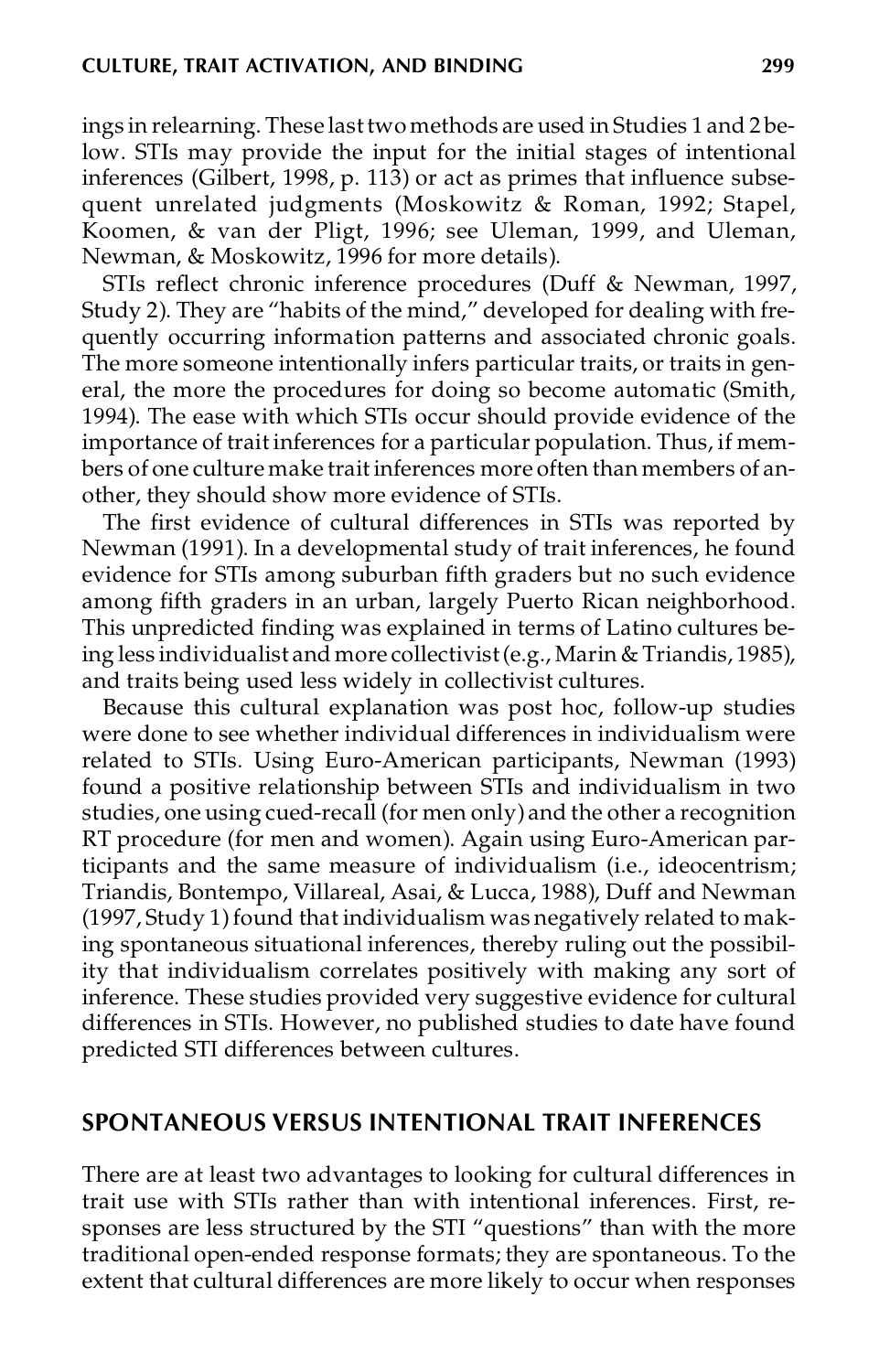ings in relearning. These last two methods are used in Studies 1 and 2 below. STIs may provide the input for the initial stages of intentional inferences (Gilbert, 1998, p. 113) or act as primes that influence subsequent unrelated judgments (Moskowitz & Roman, 1992; Stapel, Koomen, & van der Pligt, 1996; see Uleman, 1999, and Uleman, Newman, & Moskowitz, 1996 for more details).

STIs reflect chronic inference procedures (Duff & Newman, 1997, Study 2). They are "habits of the mind," developed for dealing with frequently occurring information patterns and associated chronic goals. The more someone intentionally infers particular traits, or traits in general, the more the procedures for doing so become automatic (Smith, 1994). The ease with which STIs occur should provide evidence of the importance of trait inferences for a particular population. Thus, if members of one culture make trait inferences more often than members of another, they should show more evidence of STIs.

The first evidence of cultural differences in STIs was reported by Newman (1991). In a developmental study of trait inferences, he found evidence for STIs among suburban fifth graders but no such evidence among fifth graders in an urban, largely Puerto Rican neighborhood. This unpredicted finding was explained in terms of Latino cultures being less individualist and more collectivist (e.g., Marin & Triandis, 1985), and traits being used less widely in collectivist cultures.

Because this cultural explanation was post hoc, follow-up studies were done to see whether individual differences in individualism were related to STIs. Using Euro-American participants, Newman (1993) found a positive relationship between STIs and individualism in two studies, one using cued-recall (for men only) and the other a recognition RT procedure (for men and women). Again using Euro-American participants and the same measure of individualism (i.e., ideocentrism; Triandis, Bontempo, Villareal, Asai, & Lucca, 1988), Duff and Newman (1997, Study 1) found that individualism was negatively related to making spontaneous situational inferences, thereby ruling out the possibility that individualism correlates positively with making any sort of inference. These studies provided very suggestive evidence for cultural differences in STIs. However, no published studies to date have found predicted STI differences between cultures.

## SPONTANEOUS VERSUS INTENTIONAL TRAIT INFERENCES

There are at least two advantages to looking for cultural differences in trait use with STIs rather than with intentional inferences. First, responses are less structured by the STI "questions" than with the more traditional open-ended response formats; they are spontaneous. To the extent that cultural differences are more likely to occur when responses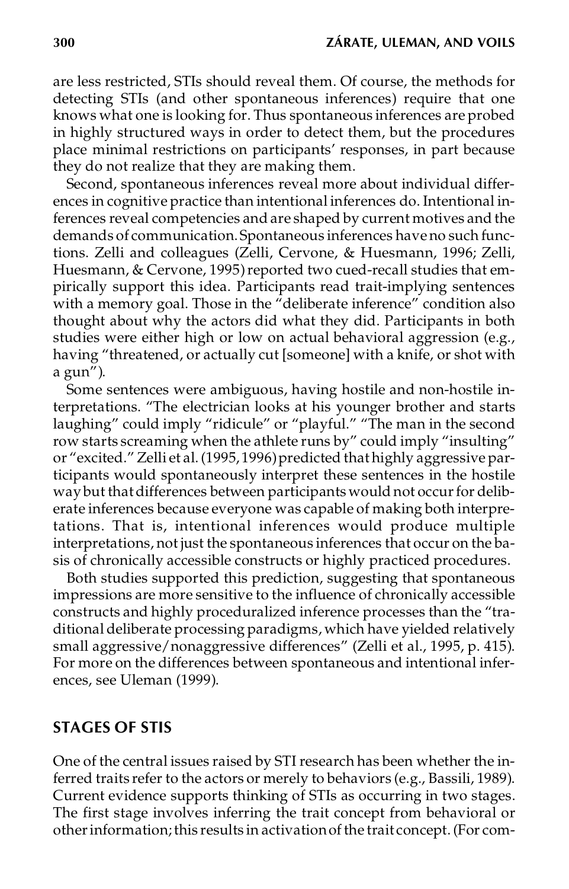are less restricted, STIs should reveal them. Of course, the methods for detecting STIs (and other spontaneous inferences) require that one knows what one is looking for. Thus spontaneous inferences are probed in highly structured ways in order to detect them, but the procedures place minimal restrictions on participants' responses, in part because they do not realize that they are making them.

Second, spontaneous inferences reveal more about individual differences in cognitive practice than intentional inferences do. Intentional inferences reveal competencies and are shaped by current motives and the demands of communication. Spontaneous inferences have no such functions. Zelli and colleagues (Zelli, Cervone, & Huesmann, 1996; Zelli, Huesmann, & Cervone, 1995) reported two cued-recall studies that empirically support this idea. Participants read trait-implying sentences with a memory goal. Those in the "deliberate inference" condition also thought about why the actors did what they did. Participants in both studies were either high or low on actual behavioral aggression (e.g., having "threatened, or actually cut [someone] with a knife, or shot with a gun").

Some sentences were ambiguous, having hostile and non-hostile interpretations. "The electrician looks at his younger brother and starts laughing" could imply "ridicule" or "playful." "The man in the second row starts screaming when the athlete runs by" could imply "insulting" or "excited." Zelli et al. (1995, 1996) predicted that highly aggressive participants would spontaneously interpret these sentences in the hostile way but that differences between participants would not occur for deliberate inferences because everyone was capable of making both interpretations. That is, intentional inferences would produce multiple interpretations, not just the spontaneous inferences that occur on the basis of chronically accessible constructs or highly practiced procedures.

Both studies supported this prediction, suggesting that spontaneous impressions are more sensitive to the influence of chronically accessible constructs and highly proceduralized inference processes than the "traditional deliberate processing paradigms, which have yielded relatively small aggressive/nonaggressive differences" (Zelli et al., 1995, p. 415). For more on the differences between spontaneous and intentional inferences, see Uleman (1999).

## STAGES OF STIS

One of the central issues raised by STI research has been whether the inferred traits refer to the actors or merely to behaviors (e.g., Bassili, 1989). Current evidence supports thinking of STIs as occurring in two stages. The first stage involves inferring the trait concept from behavioral or other information; this results in activation of the trait concept. (For com-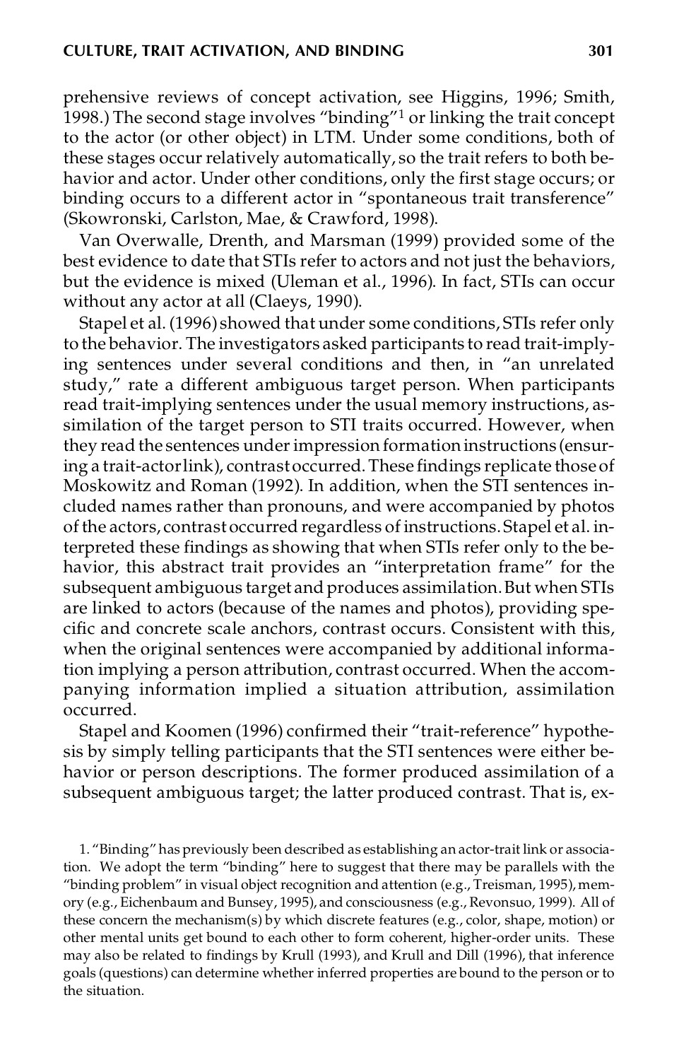prehensive reviews of concept activation, see Higgins, 1996; Smith, 1998.) The second stage involves "binding"[1] or linking the trait concept to the actor (or other object) in LTM. Under some conditions, both of these stages occur relatively automatically, so the trait refers to both behavior and actor. Under other conditions, only the first stage occurs; or binding occurs to a different actor in "spontaneous trait transference" (Skowronski, Carlston, Mae, & Crawford, 1998).

Van Overwalle, Drenth, and Marsman (1999) provided some of the best evidence to date that STIs refer to actors and not just the behaviors, but the evidence is mixed (Uleman et al., 1996). In fact, STIs can occur without any actor at all (Claeys, 1990).

Stapel et al. (1996) showed that under some conditions, STIs refer only to the behavior. The investigators asked participants to read trait-implying sentences under several conditions and then, in "an unrelated study," rate a different ambiguous target person. When participants read trait-implying sentences under the usual memory instructions, assimilation of the target person to STI traits occurred. However, when they read the sentences under impression formation instructions (ensuring a trait-actor link), contrast occurred. These findings replicate those of Moskowitz and Roman (1992). In addition, when the STI sentences included names rather than pronouns, and were accompanied by photos of the actors, contrast occurred regardless of instructions. Stapel et al. interpreted these findings as showing that when STIs refer only to the behavior, this abstract trait provides an "interpretation frame" for the subsequent ambiguous target and produces assimilation. But when STIs are linked to actors (because of the names and photos), providing specific and concrete scale anchors, contrast occurs. Consistent with this, when the original sentences were accompanied by additional information implying a person attribution, contrast occurred. When the accompanying information implied a situation attribution, assimilation occurred.

Stapel and Koomen (1996) confirmed their "trait-reference" hypothesis by simply telling participants that the STI sentences were either behavior or person descriptions. The former produced assimilation of a subsequent ambiguous target; the latter produced contrast. That is, ex-

1. "Binding" has previously been described as establishing an actor-trait link or association. We adopt the term "binding" here to suggest that there may be parallels with the "binding problem" in visual object recognition and attention (e.g., Treisman, 1995), memory (e.g., Eichenbaum and Bunsey, 1995), and consciousness (e.g., Revonsuo, 1999). All of these concern the mechanism(s) by which discrete features (e.g., color, shape, motion) or other mental units get bound to each other to form coherent, higher-order units. These may also be related to findings by Krull (1993), and Krull and Dill (1996), that inference goals (questions) can determine whether inferred properties are bound to the person or to the situation.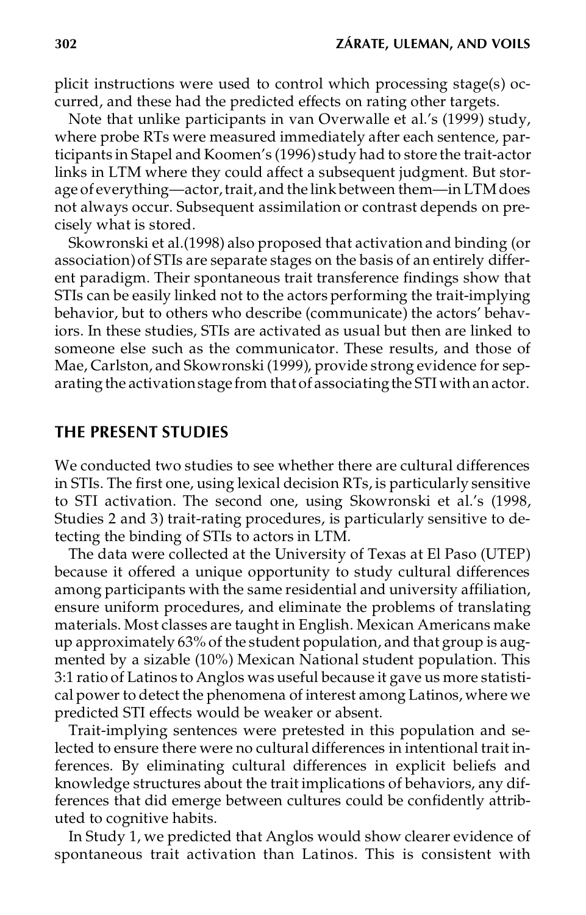plicit instructions were used to control which processing stage(s) occurred, and these had the predicted effects on rating other targets.

Note that unlike participants in van Overwalle et al.'s (1999) study, where probe RTs were measured immediately after each sentence, participants in Stapel and Koomen's (1996) study had to store the trait-actor links in LTM where they could affect a subsequent judgment. But storage of everything—actor, trait, and the link between them—in LTM does not always occur. Subsequent assimilation or contrast depends on precisely what is stored.

Skowronski et al.(1998) also proposed that activation and binding (or association) of STIs are separate stages on the basis of an entirely different paradigm. Their spontaneous trait transference findings show that STIs can be easily linked not to the actors performing the trait-implying behavior, but to others who describe (communicate) the actors' behaviors. In these studies, STIs are activated as usual but then are linked to someone else such as the communicator. These results, and those of Mae, Carlston, and Skowronski (1999), provide strong evidence for separating the activation stage from that of associating the STI with an actor.

## THE PRESENT STUDIES

We conducted two studies to see whether there are cultural differences in STIs. The first one, using lexical decision RTs, is particularly sensitive to STI activation. The second one, using Skowronski et al.'s (1998, Studies 2 and 3) trait-rating procedures, is particularly sensitive to detecting the binding of STIs to actors in LTM.

The data were collected at the University of Texas at El Paso (UTEP) because it offered a unique opportunity to study cultural differences among participants with the same residential and university affiliation, ensure uniform procedures, and eliminate the problems of translating materials. Most classes are taught in English. Mexican Americans make up approximately 63% of the student population, and that group is augmented by a sizable (10%) Mexican National student population. This 3:1 ratio of Latinos to Anglos was useful because it gave us more statistical power to detect the phenomena of interest among Latinos, where we predicted STI effects would be weaker or absent.

Trait-implying sentences were pretested in this population and selected to ensure there were no cultural differences in intentional trait inferences. By eliminating cultural differences in explicit beliefs and knowledge structures about the trait implications of behaviors, any differences that did emerge between cultures could be confidently attributed to cognitive habits.

In Study 1, we predicted that Anglos would show clearer evidence of spontaneous trait activation than Latinos. This is consistent with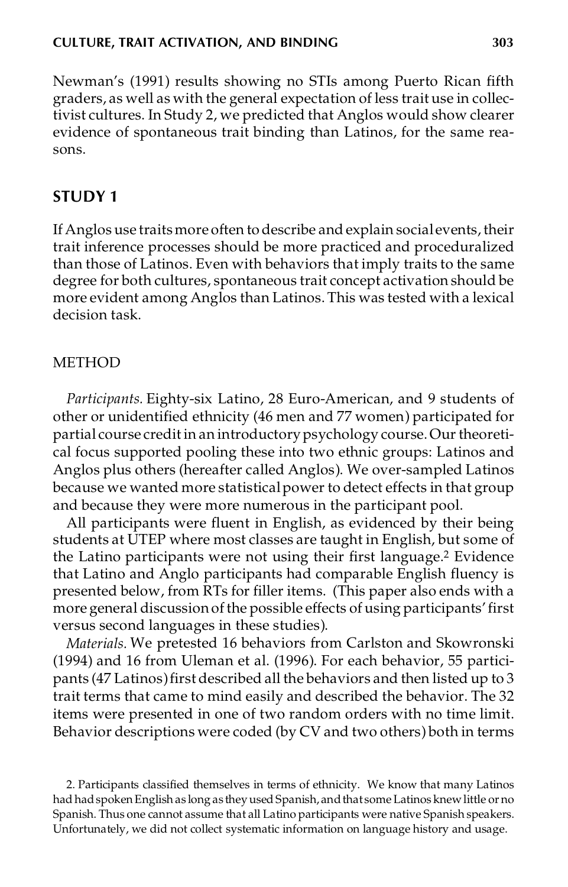Newman's (1991) results showing no STIs among Puerto Rican fifth graders, as well as with the general expectation of less trait use in collectivist cultures. In Study 2, we predicted that Anglos would show clearer evidence of spontaneous trait binding than Latinos, for the same reasons.

## STUDY 1

If Anglos use traits more often to describe and explain social events, their trait inference processes should be more practiced and proceduralized than those of Latinos. Even with behaviors that imply traits to the same degree for both cultures, spontaneous trait concept activation should be more evident among Anglos than Latinos. This was tested with a lexical decision task.

### METHOD

*Participants.* Eighty-six Latino, 28 Euro-American, and 9 students of other or unidentified ethnicity (46 men and 77 women) participated for partial course credit in an introductory psychology course. Our theoretical focus supported pooling these into two ethnic groups: Latinos and Anglos plus others (hereafter called Anglos). We over-sampled Latinos because we wanted more statistical power to detect effects in that group and because they were more numerous in the participant pool.

All participants were fluent in English, as evidenced by their being students at UTEP where most classes are taught in English, but some of the Latino participants were not using their first language.[2] Evidence that Latino and Anglo participants had comparable English fluency is presented below, from RTs for filler items. (This paper also ends with a more general discussion of the possible effects of using participants' first versus second languages in these studies).

*Materials.* We pretested 16 behaviors from Carlston and Skowronski (1994) and 16 from Uleman et al. (1996). For each behavior, 55 participants (47 Latinos) first described all the behaviors and then listed up to 3 trait terms that came to mind easily and described the behavior. The 32 items were presented in one of two random orders with no time limit. Behavior descriptions were coded (by CV and two others) both in terms

2. Participants classified themselves in terms of ethnicity. We know that many Latinos had had spoken English as long as they used Spanish, and that some Latinos knew little or no Spanish. Thus one cannot assume that all Latino participants were native Spanish speakers. Unfortunately, we did not collect systematic information on language history and usage.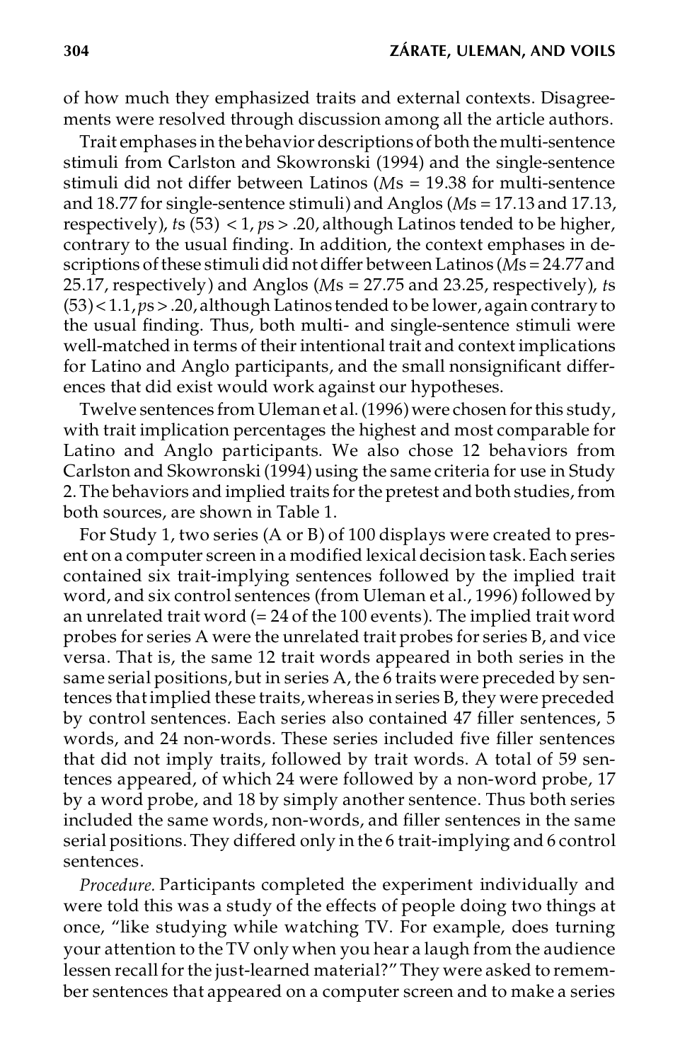of how much they emphasized traits and external contexts. Disagreements were resolved through discussion among all the article authors.

Trait emphases in the behavior descriptions of both the multi-sentence stimuli from Carlston and Skowronski (1994) and the single-sentence stimuli did not differ between Latinos (*M*s = 19.38 for multi-sentence and 18.77 for single-sentence stimuli) and Anglos (*M*s = 17.13 and 17.13, respectively), *t*s (53) < 1, *p*s > .20, although Latinos tended to be higher, contrary to the usual finding. In addition, the context emphases in descriptions of these stimuli did not differ between Latinos (*M*s = 24.77 and 25.17, respectively) and Anglos (*M*s = 27.75 and 23.25, respectively), *t*s (53) < 1.1, *p*s > .20, although Latinos tended to be lower, again contrary to the usual finding. Thus, both multi- and single-sentence stimuli were well-matched in terms of their intentional trait and context implications for Latino and Anglo participants, and the small nonsignificant differences that did exist would work against our hypotheses.

Twelve sentences from Uleman et al. (1996) were chosen for this study, with trait implication percentages the highest and most comparable for Latino and Anglo participants. We also chose 12 behaviors from Carlston and Skowronski (1994) using the same criteria for use in Study 2. The behaviors and implied traits for the pretest and both studies, from both sources, are shown in Table 1.

For Study 1, two series (A or B) of 100 displays were created to present on a computer screen in a modified lexical decision task. Each series contained six trait-implying sentences followed by the implied trait word, and six control sentences (from Uleman et al., 1996) followed by an unrelated trait word (= 24 of the 100 events). The implied trait word probes for series A were the unrelated trait probes for series B, and vice versa. That is, the same 12 trait words appeared in both series in the same serial positions, but in series A, the 6 traits were preceded by sentences that implied these traits, whereas in series B, they were preceded by control sentences. Each series also contained 47 filler sentences, 5 words, and 24 non-words. These series included five filler sentences that did not imply traits, followed by trait words. A total of 59 sentences appeared, of which 24 were followed by a non-word probe, 17 by a word probe, and 18 by simply another sentence. Thus both series included the same words, non-words, and filler sentences in the same serial positions. They differed only in the 6 trait-implying and 6 control sentences.

*Procedure.* Participants completed the experiment individually and were told this was a study of the effects of people doing two things at once, "like studying while watching TV. For example, does turning your attention to the TV only when you hear a laugh from the audience lessen recall for the just-learned material?" They were asked to remember sentences that appeared on a computer screen and to make a series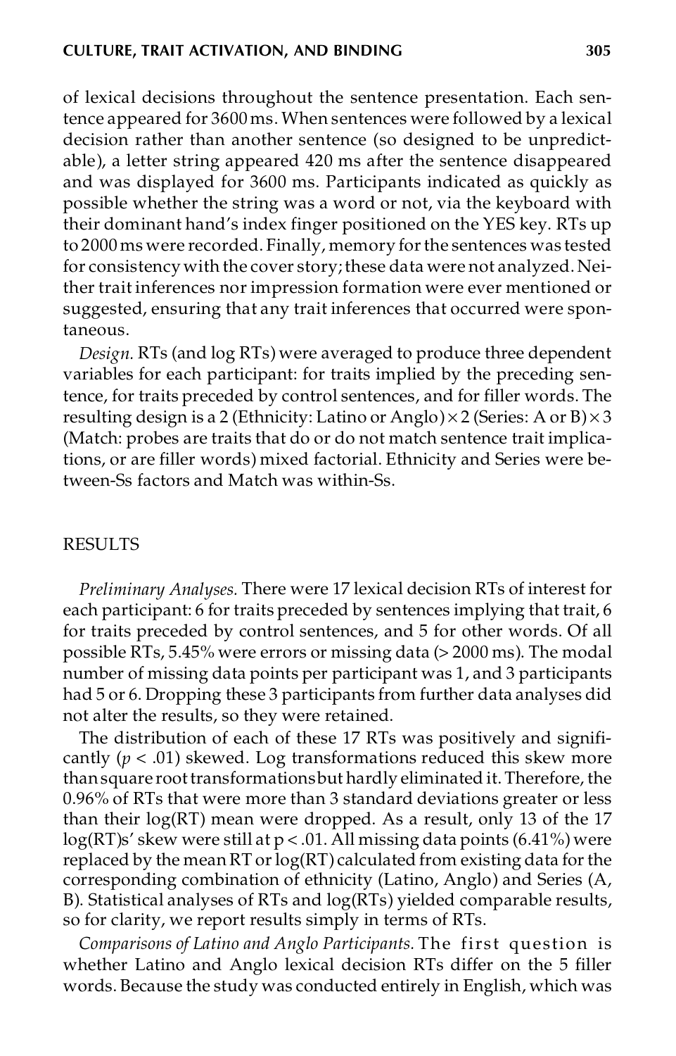of lexical decisions throughout the sentence presentation. Each sentence appeared for 3600 ms. When sentences were followed by a lexical decision rather than another sentence (so designed to be unpredictable), a letter string appeared 420 ms after the sentence disappeared and was displayed for 3600 ms. Participants indicated as quickly as possible whether the string was a word or not, via the keyboard with their dominant hand's index finger positioned on the YES key. RTs up to 2000 ms were recorded. Finally, memory for the sentences was tested for consistency with the cover story; these data were not analyzed. Neither trait inferences nor impression formation were ever mentioned or suggested, ensuring that any trait inferences that occurred were spontaneous.

*Design.* RTs (and log RTs) were averaged to produce three dependent variables for each participant: for traits implied by the preceding sentence, for traits preceded by control sentences, and for filler words. The resulting design is a 2 (Ethnicity: Latino or Anglo) $\times$ 2 (Series: A or B) $\times$ 3 (Match: probes are traits that do or do not match sentence trait implications, or are filler words) mixed factorial. Ethnicity and Series were between-Ss factors and Match was within-Ss.

## RESULTS

*Preliminary Analyses.* There were 17 lexical decision RTs of interest for each participant: 6 for traits preceded by sentences implying that trait, 6 for traits preceded by control sentences, and 5 for other words. Of all possible RTs, 5.45% were errors or missing data (> 2000 ms). The modal number of missing data points per participant was 1, and 3 participants had 5 or 6. Dropping these 3 participants from further data analyses did not alter the results, so they were retained.

The distribution of each of these 17 RTs was positively and significantly ($p < .01$) skewed. Log transformations reduced this skew more than square root transformations but hardly eliminated it. Therefore, the 0.96% of RTs that were more than 3 standard deviations greater or less than their log(RT) mean were dropped. As a result, only 13 of the 17 log(RT)s' skew were still at $p < .01$. All missing data points (6.41%) were replaced by the mean RT or log(RT) calculated from existing data for the corresponding combination of ethnicity (Latino, Anglo) and Series (A, B). Statistical analyses of RTs and log(RTs) yielded comparable results, so for clarity, we report results simply in terms of RTs.

*Comparisons of Latino and Anglo Participants.* The first question is whether Latino and Anglo lexical decision RTs differ on the 5 filler words. Because the study was conducted entirely in English, which was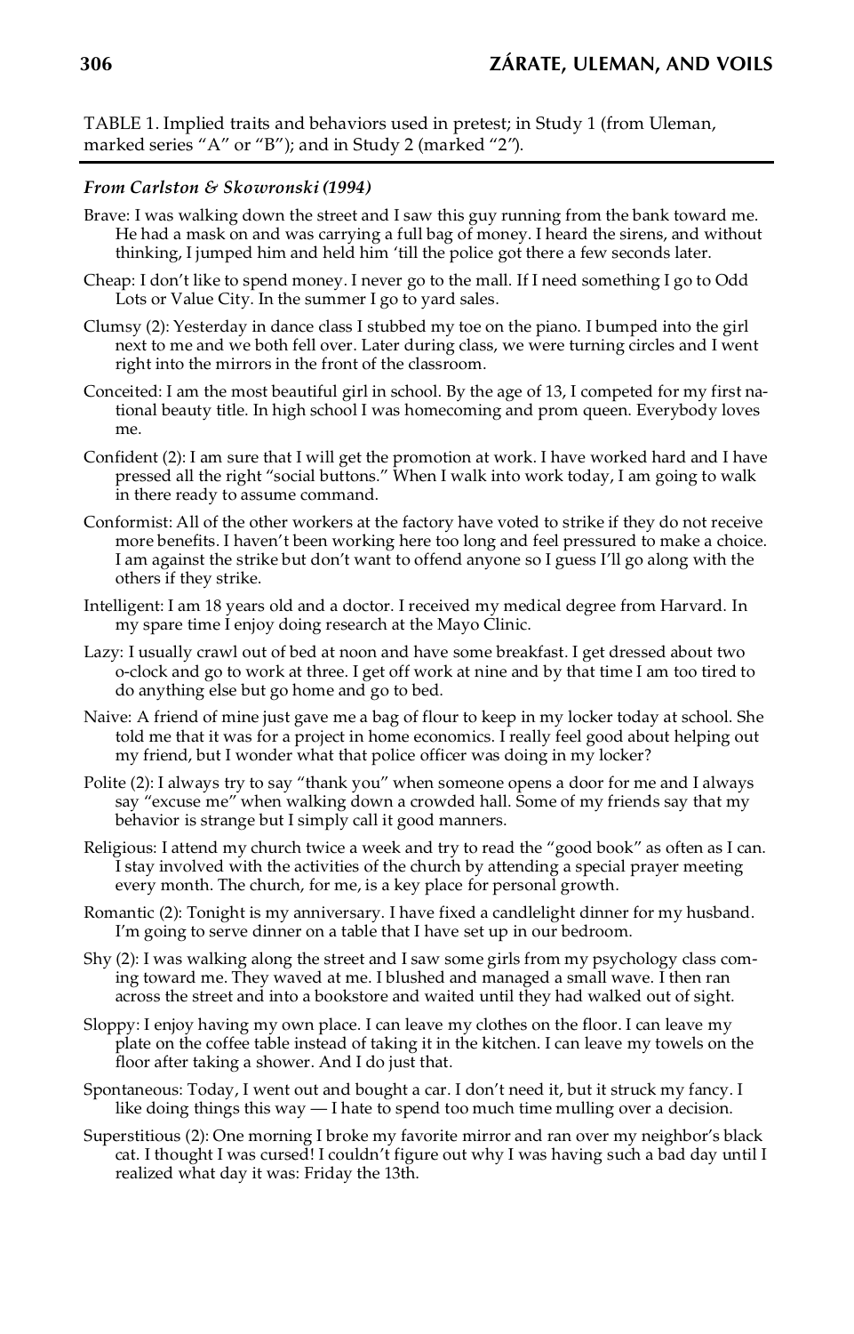TABLE 1. Implied traits and behaviors used in pretest; in Study 1 (from Uleman, marked series "A" or "B"); and in Study 2 (marked "2").

***From Carlston & Skowronski (1994)***

Brave: I was walking down the street and I saw this guy running from the bank toward me. He had a mask on and was carrying a full bag of money. I heard the sirens, and without thinking, I jumped him and held him 'till the police got there a few seconds later.

Cheap: I don't like to spend money. I never go to the mall. If I need something I go to Odd Lots or Value City. In the summer I go to yard sales.

Clumsy (2): Yesterday in dance class I stubbed my toe on the piano. I bumped into the girl next to me and we both fell over. Later during class, we were turning circles and I went right into the mirrors in the front of the classroom.

Conceited: I am the most beautiful girl in school. By the age of 13, I competed for my first national beauty title. In high school I was homecoming and prom queen. Everybody loves me.

Confident (2): I am sure that I will get the promotion at work. I have worked hard and I have pressed all the right "social buttons." When I walk into work today, I am going to walk in there ready to assume command.

Conformist: All of the other workers at the factory have voted to strike if they do not receive more benefits. I haven't been working here too long and feel pressured to make a choice. I am against the strike but don't want to offend anyone so I guess I'll go along with the others if they strike.

Intelligent: I am 18 years old and a doctor. I received my medical degree from Harvard. In my spare time I enjoy doing research at the Mayo Clinic.

Lazy: I usually crawl out of bed at noon and have some breakfast. I get dressed about two o-clock and go to work at three. I get off work at nine and by that time I am too tired to do anything else but go home and go to bed.

Naive: A friend of mine just gave me a bag of flour to keep in my locker today at school. She told me that it was for a project in home economics. I really feel good about helping out my friend, but I wonder what that police officer was doing in my locker?

Polite (2): I always try to say "thank you" when someone opens a door for me and I always say "excuse me" when walking down a crowded hall. Some of my friends say that my behavior is strange but I simply call it good manners.

Religious: I attend my church twice a week and try to read the "good book" as often as I can. I stay involved with the activities of the church by attending a special prayer meeting every month. The church, for me, is a key place for personal growth.

Romantic (2): Tonight is my anniversary. I have fixed a candlelight dinner for my husband. I'm going to serve dinner on a table that I have set up in our bedroom.

Shy (2): I was walking along the street and I saw some girls from my psychology class coming toward me. They waved at me. I blushed and managed a small wave. I then ran across the street and into a bookstore and waited until they had walked out of sight.

Sloppy: I enjoy having my own place. I can leave my clothes on the floor. I can leave my plate on the coffee table instead of taking it in the kitchen. I can leave my towels on the floor after taking a shower. And I do just that.

Spontaneous: Today, I went out and bought a car. I don't need it, but it struck my fancy. I like doing things this way — I hate to spend too much time mulling over a decision.

Superstitious (2): One morning I broke my favorite mirror and ran over my neighbor's black cat. I thought I was cursed! I couldn't figure out why I was having such a bad day until I realized what day it was: Friday the 13th.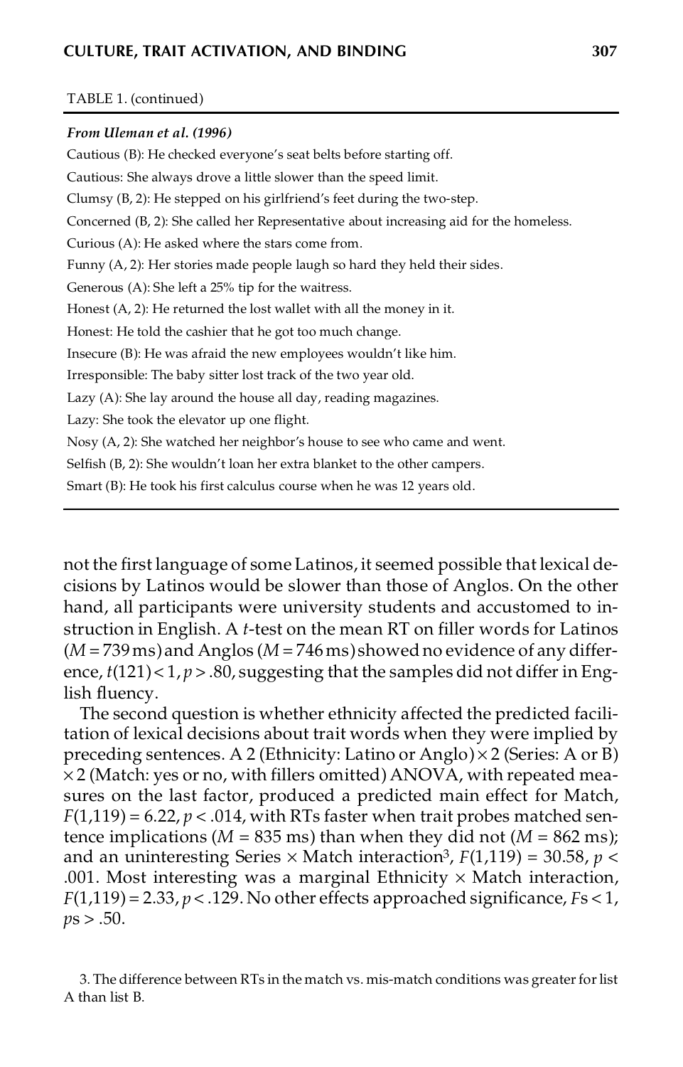TABLE 1. (continued)

| *From Uleman et al. (1996)* |
|---|
| Cautious (B): He checked everyone's seat belts before starting off. |
| Cautious: She always drove a little slower than the speed limit. |
| Clumsy (B, 2): He stepped on his girlfriend's feet during the two-step. |
| Concerned (B, 2): She called her Representative about increasing aid for the homeless. |
| Curious (A): He asked where the stars come from. |
| Funny (A, 2): Her stories made people laugh so hard they held their sides. |
| Generous (A): She left a 25% tip for the waitress. |
| Honest (A, 2): He returned the lost wallet with all the money in it. |
| Honest: He told the cashier that he got too much change. |
| Insecure (B): He was afraid the new employees wouldn't like him. |
| Irresponsible: The baby sitter lost track of the two year old. |
| Lazy (A): She lay around the house all day, reading magazines. |
| Lazy: She took the elevator up one flight. |
| Nosy (A, 2): She watched her neighbor's house to see who came and went. |
| Selfish (B, 2): She wouldn't loan her extra blanket to the other campers. |
| Smart (B): He took his first calculus course when he was 12 years old. |

not the first language of some Latinos, it seemed possible that lexical decisions by Latinos would be slower than those of Anglos. On the other hand, all participants were university students and accustomed to instruction in English. A $t$-test on the mean RT on filler words for Latinos ($M$ = 739 ms) and Anglos ($M$ = 746 ms) showed no evidence of any difference, $t(121) < 1$, $p > .80$, suggesting that the samples did not differ in English fluency.

The second question is whether ethnicity affected the predicted facilitation of lexical decisions about trait words when they were implied by preceding sentences. A 2 (Ethnicity: Latino or Anglo) × 2 (Series: A or B) × 2 (Match: yes or no, with fillers omitted) ANOVA, with repeated measures on the last factor, produced a predicted main effect for Match, $F(1,119) = 6.22$, $p < .014$, with RTs faster when trait probes matched sentence implications ($M$ = 835 ms) than when they did not ($M$ = 862 ms); and an uninteresting Series × Match interaction[3], $F(1,119) = 30.58$, $p < .001$. Most interesting was a marginal Ethnicity × Match interaction, $F(1,119) = 2.33$, $p < .129$. No other effects approached significance, $F$s < 1, $p$s > .50.

3. The difference between RTs in the match vs. mis-match conditions was greater for list A than list B.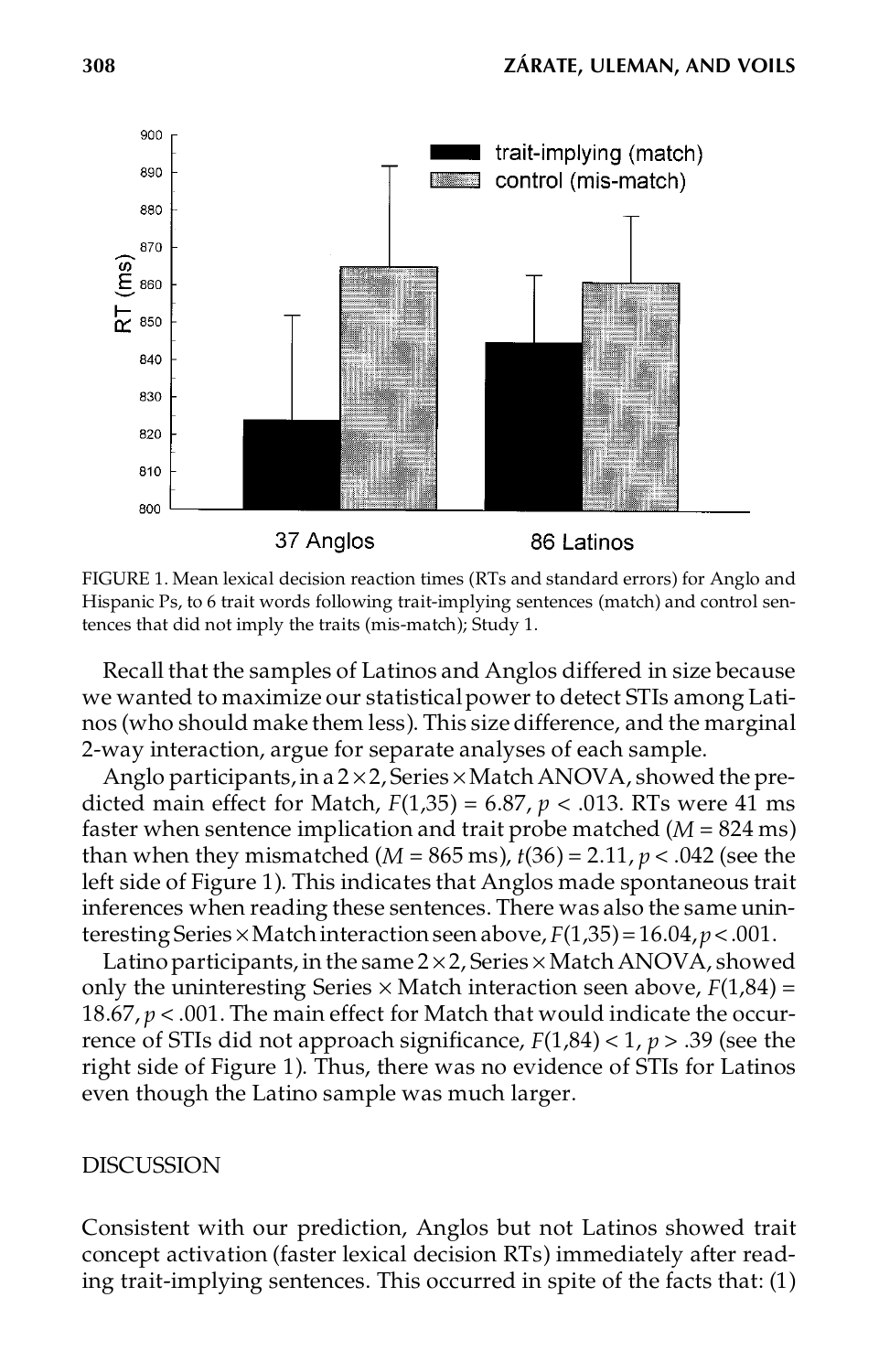FIGURE 1. Mean lexical decision reaction times (RTs and standard errors) for Anglo and Hispanic Ps, to 6 trait words following trait-implying sentences (match) and control sentences that did not imply the traits (mis-match); Study 1.

Recall that the samples of Latinos and Anglos differed in size because we wanted to maximize our statistical power to detect STIs among Latinos (who should make them less). This size difference, and the marginal 2-way interaction, argue for separate analyses of each sample.

Anglo participants, in a 2 × 2, Series × Match ANOVA, showed the predicted main effect for Match, $F(1,35) = 6.87$, $p < .013$. RTs were 41 ms faster when sentence implication and trait probe matched ($M = 824$ ms) than when they mismatched ($M = 865$ ms), $t(36) = 2.11$, $p < .042$ (see the left side of Figure 1). This indicates that Anglos made spontaneous trait inferences when reading these sentences. There was also the same uninteresting Series × Match interaction seen above, $F(1,35) = 16.04$, $p < .001$.

Latino participants, in the same 2 × 2, Series × Match ANOVA, showed only the uninteresting Series × Match interaction seen above, $F(1,84) = 18.67$, $p < .001$. The main effect for Match that would indicate the occurrence of STIs did not approach significance, $F(1,84) < 1$, $p > .39$ (see the right side of Figure 1). Thus, there was no evidence of STIs for Latinos even though the Latino sample was much larger.

## DISCUSSION

Consistent with our prediction, Anglos but not Latinos showed trait concept activation (faster lexical decision RTs) immediately after reading trait-implying sentences. This occurred in spite of the facts that: (1)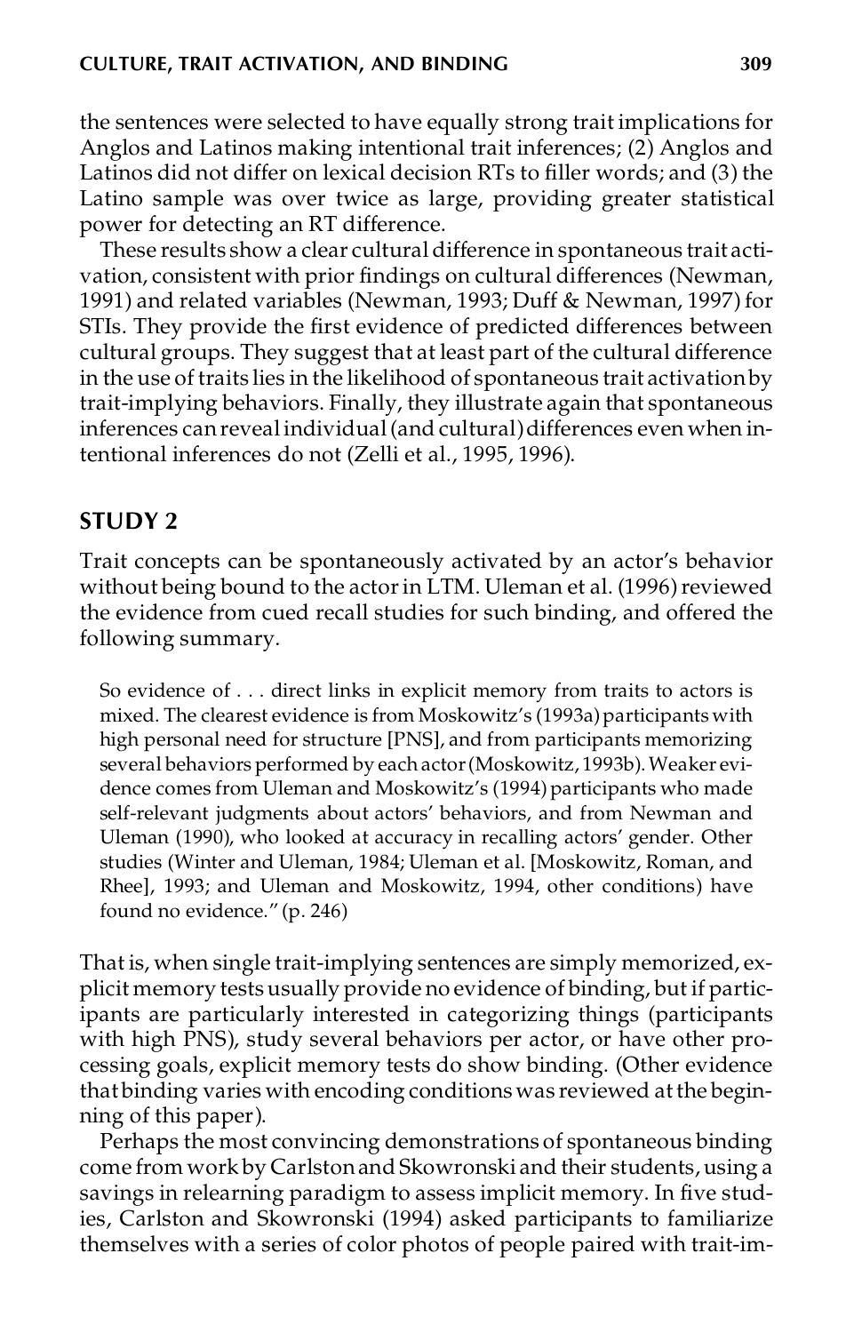the sentences were selected to have equally strong trait implications for Anglos and Latinos making intentional trait inferences; (2) Anglos and Latinos did not differ on lexical decision RTs to filler words; and (3) the Latino sample was over twice as large, providing greater statistical power for detecting an RT difference.

These results show a clear cultural difference in spontaneous trait activation, consistent with prior findings on cultural differences (Newman, 1991) and related variables (Newman, 1993; Duff & Newman, 1997) for STIs. They provide the first evidence of predicted differences between cultural groups. They suggest that at least part of the cultural difference in the use of traits lies in the likelihood of spontaneous trait activation by trait-implying behaviors. Finally, they illustrate again that spontaneous inferences can reveal individual (and cultural) differences even when intentional inferences do not (Zelli et al., 1995, 1996).

## STUDY 2

Trait concepts can be spontaneously activated by an actor's behavior without being bound to the actor in LTM. Uleman et al. (1996) reviewed the evidence from cued recall studies for such binding, and offered the following summary.

> So evidence of . . . direct links in explicit memory from traits to actors is mixed. The clearest evidence is from Moskowitz's (1993a) participants with high personal need for structure [PNS], and from participants memorizing several behaviors performed by each actor (Moskowitz, 1993b). Weaker evidence comes from Uleman and Moskowitz's (1994) participants who made self-relevant judgments about actors' behaviors, and from Newman and Uleman (1990), who looked at accuracy in recalling actors' gender. Other studies (Winter and Uleman, 1984; Uleman et al. [Moskowitz, Roman, and Rhee], 1993; and Uleman and Moskowitz, 1994, other conditions) have found no evidence." (p. 246)

That is, when single trait-implying sentences are simply memorized, explicit memory tests usually provide no evidence of binding, but if participants are particularly interested in categorizing things (participants with high PNS), study several behaviors per actor, or have other processing goals, explicit memory tests do show binding. (Other evidence that binding varies with encoding conditions was reviewed at the beginning of this paper).

Perhaps the most convincing demonstrations of spontaneous binding come from work by Carlston and Skowronski and their students, using a savings in relearning paradigm to assess implicit memory. In five studies, Carlston and Skowronski (1994) asked participants to familiarize themselves with a series of color photos of people paired with trait-im-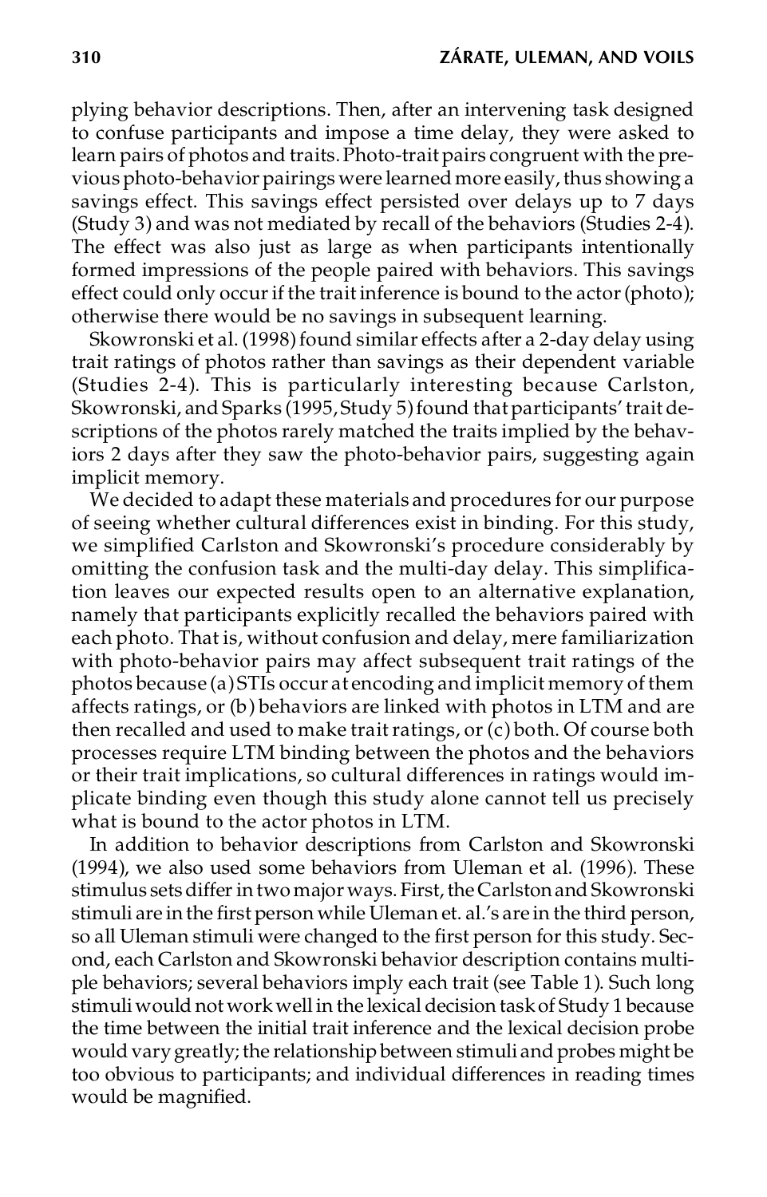plying behavior descriptions. Then, after an intervening task designed to confuse participants and impose a time delay, they were asked to learn pairs of photos and traits. Photo-trait pairs congruent with the previous photo-behavior pairings were learned more easily, thus showing a savings effect. This savings effect persisted over delays up to 7 days (Study 3) and was not mediated by recall of the behaviors (Studies 2-4). The effect was also just as large as when participants intentionally formed impressions of the people paired with behaviors. This savings effect could only occur if the trait inference is bound to the actor (photo); otherwise there would be no savings in subsequent learning.

Skowronski et al. (1998) found similar effects after a 2-day delay using trait ratings of photos rather than savings as their dependent variable (Studies 2-4). This is particularly interesting because Carlston, Skowronski, and Sparks (1995, Study 5) found that participants' trait descriptions of the photos rarely matched the traits implied by the behaviors 2 days after they saw the photo-behavior pairs, suggesting again implicit memory.

We decided to adapt these materials and procedures for our purpose of seeing whether cultural differences exist in binding. For this study, we simplified Carlston and Skowronski's procedure considerably by omitting the confusion task and the multi-day delay. This simplification leaves our expected results open to an alternative explanation, namely that participants explicitly recalled the behaviors paired with each photo. That is, without confusion and delay, mere familiarization with photo-behavior pairs may affect subsequent trait ratings of the photos because (a) STIs occur at encoding and implicit memory of them affects ratings, or (b) behaviors are linked with photos in LTM and are then recalled and used to make trait ratings, or (c) both. Of course both processes require LTM binding between the photos and the behaviors or their trait implications, so cultural differences in ratings would implicate binding even though this study alone cannot tell us precisely what is bound to the actor photos in LTM.

In addition to behavior descriptions from Carlston and Skowronski (1994), we also used some behaviors from Uleman et al. (1996). These stimulus sets differ in two major ways. First, the Carlston and Skowronski stimuli are in the first person while Uleman et. al.'s are in the third person, so all Uleman stimuli were changed to the first person for this study. Second, each Carlston and Skowronski behavior description contains multiple behaviors; several behaviors imply each trait (see Table 1). Such long stimuli would not work well in the lexical decision task of Study 1 because the time between the initial trait inference and the lexical decision probe would vary greatly; the relationship between stimuli and probes might be too obvious to participants; and individual differences in reading times would be magnified.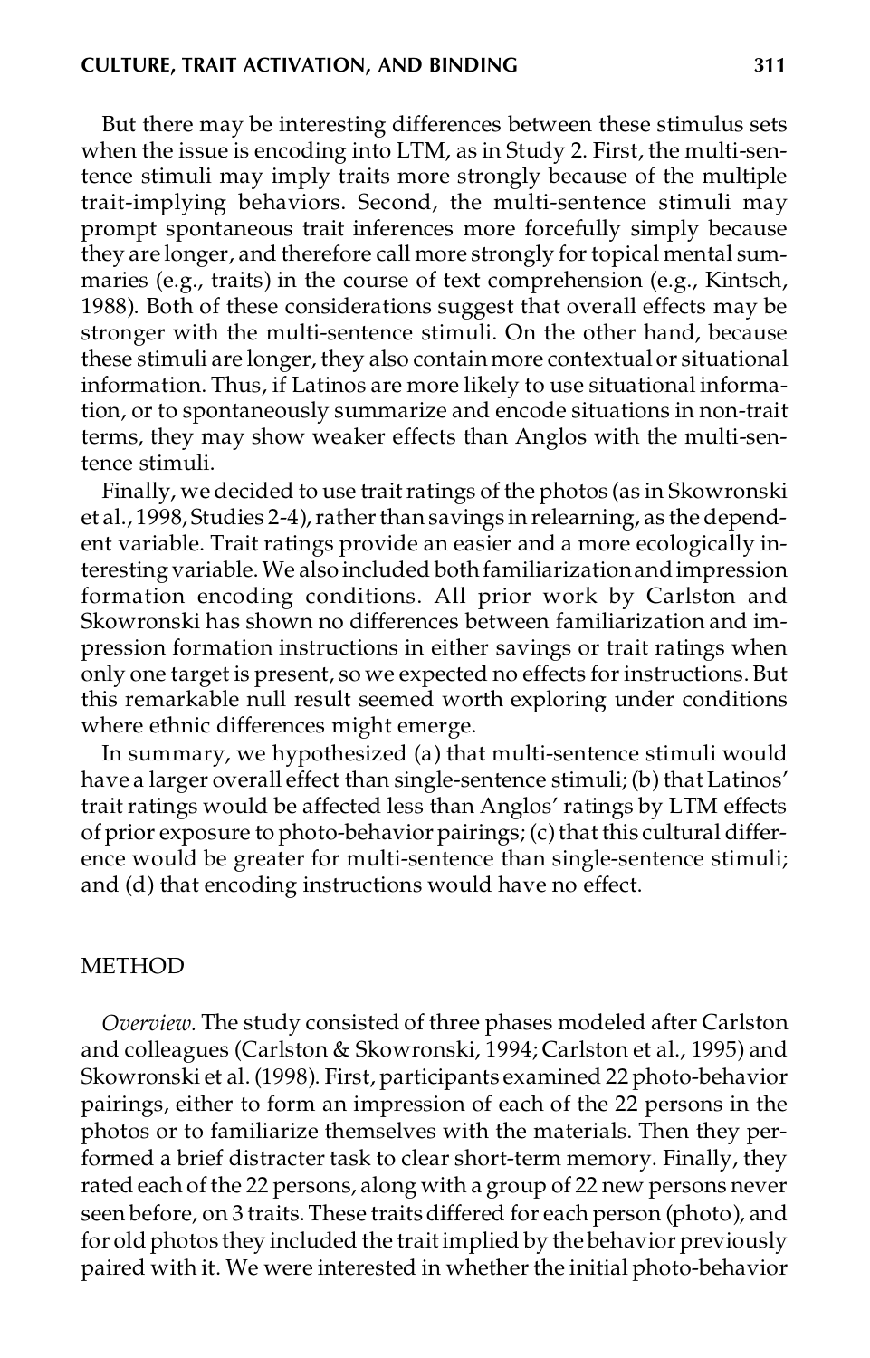But there may be interesting differences between these stimulus sets when the issue is encoding into LTM, as in Study 2. First, the multi-sentence stimuli may imply traits more strongly because of the multiple trait-implying behaviors. Second, the multi-sentence stimuli may prompt spontaneous trait inferences more forcefully simply because they are longer, and therefore call more strongly for topical mental summaries (e.g., traits) in the course of text comprehension (e.g., Kintsch, 1988). Both of these considerations suggest that overall effects may be stronger with the multi-sentence stimuli. On the other hand, because these stimuli are longer, they also contain more contextual or situational information. Thus, if Latinos are more likely to use situational information, or to spontaneously summarize and encode situations in non-trait terms, they may show weaker effects than Anglos with the multi-sentence stimuli.

Finally, we decided to use trait ratings of the photos (as in Skowronski et al., 1998, Studies 2-4), rather than savings in relearning, as the dependent variable. Trait ratings provide an easier and a more ecologically interesting variable. We also included both familiarization and impression formation encoding conditions. All prior work by Carlston and Skowronski has shown no differences between familiarization and impression formation instructions in either savings or trait ratings when only one target is present, so we expected no effects for instructions. But this remarkable null result seemed worth exploring under conditions where ethnic differences might emerge.

In summary, we hypothesized (a) that multi-sentence stimuli would have a larger overall effect than single-sentence stimuli; (b) that Latinos' trait ratings would be affected less than Anglos' ratings by LTM effects of prior exposure to photo-behavior pairings; (c) that this cultural difference would be greater for multi-sentence than single-sentence stimuli; and (d) that encoding instructions would have no effect.

## METHOD

*Overview.* The study consisted of three phases modeled after Carlston and colleagues (Carlston & Skowronski, 1994; Carlston et al., 1995) and Skowronski et al. (1998). First, participants examined 22 photo-behavior pairings, either to form an impression of each of the 22 persons in the photos or to familiarize themselves with the materials. Then they performed a brief distracter task to clear short-term memory. Finally, they rated each of the 22 persons, along with a group of 22 new persons never seen before, on 3 traits. These traits differed for each person (photo), and for old photos they included the trait implied by the behavior previously paired with it. We were interested in whether the initial photo-behavior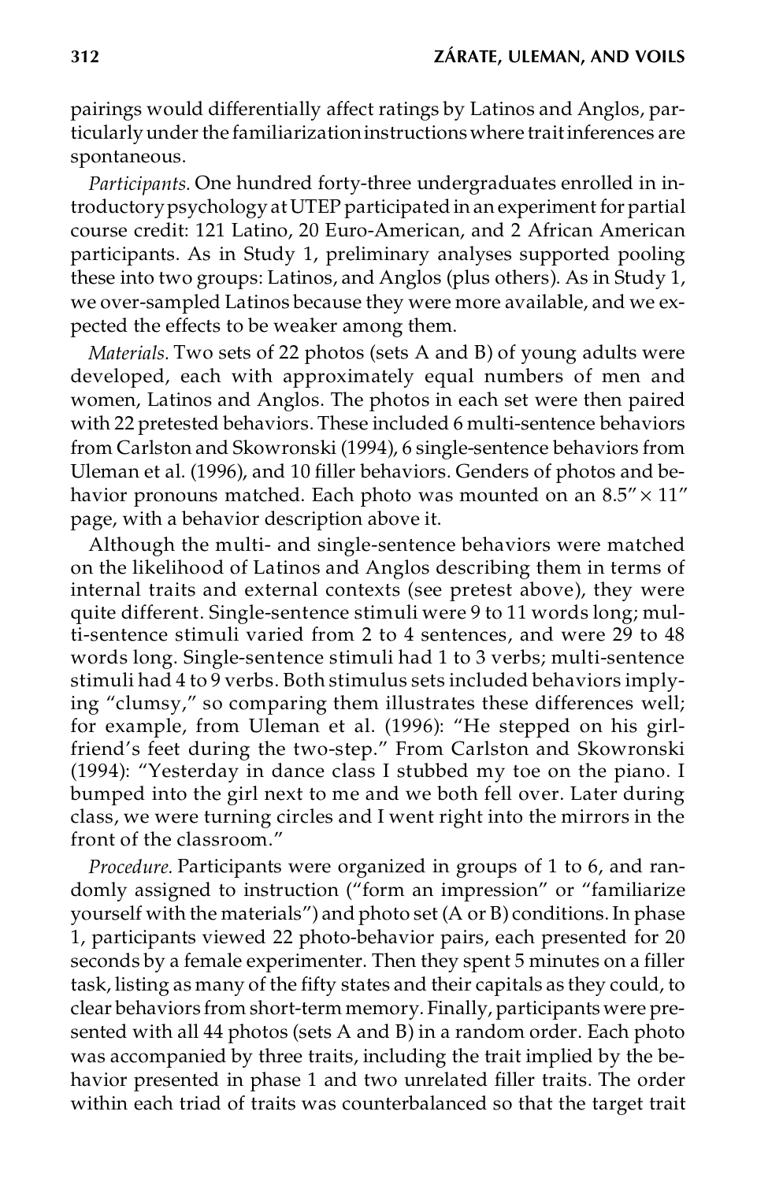pairings would differentially affect ratings by Latinos and Anglos, particularly under the familiarization instructions where trait inferences are spontaneous.

*Participants.* One hundred forty-three undergraduates enrolled in introductory psychology at UTEP participated in an experiment for partial course credit: 121 Latino, 20 Euro-American, and 2 African American participants. As in Study 1, preliminary analyses supported pooling these into two groups: Latinos, and Anglos (plus others). As in Study 1, we over-sampled Latinos because they were more available, and we expected the effects to be weaker among them.

*Materials.* Two sets of 22 photos (sets A and B) of young adults were developed, each with approximately equal numbers of men and women, Latinos and Anglos. The photos in each set were then paired with 22 pretested behaviors. These included 6 multi-sentence behaviors from Carlston and Skowronski (1994), 6 single-sentence behaviors from Uleman et al. (1996), and 10 filler behaviors. Genders of photos and behavior pronouns matched. Each photo was mounted on an 8.5″ × 11″ page, with a behavior description above it.

Although the multi- and single-sentence behaviors were matched on the likelihood of Latinos and Anglos describing them in terms of internal traits and external contexts (see pretest above), they were quite different. Single-sentence stimuli were 9 to 11 words long; multi-sentence stimuli varied from 2 to 4 sentences, and were 29 to 48 words long. Single-sentence stimuli had 1 to 3 verbs; multi-sentence stimuli had 4 to 9 verbs. Both stimulus sets included behaviors implying "clumsy," so comparing them illustrates these differences well; for example, from Uleman et al. (1996): "He stepped on his girlfriend's feet during the two-step." From Carlston and Skowronski (1994): "Yesterday in dance class I stubbed my toe on the piano. I bumped into the girl next to me and we both fell over. Later during class, we were turning circles and I went right into the mirrors in the front of the classroom."

*Procedure.* Participants were organized in groups of 1 to 6, and randomly assigned to instruction ("form an impression" or "familiarize yourself with the materials") and photo set (A or B) conditions. In phase 1, participants viewed 22 photo-behavior pairs, each presented for 20 seconds by a female experimenter. Then they spent 5 minutes on a filler task, listing as many of the fifty states and their capitals as they could, to clear behaviors from short-term memory. Finally, participants were presented with all 44 photos (sets A and B) in a random order. Each photo was accompanied by three traits, including the trait implied by the behavior presented in phase 1 and two unrelated filler traits. The order within each triad of traits was counterbalanced so that the target trait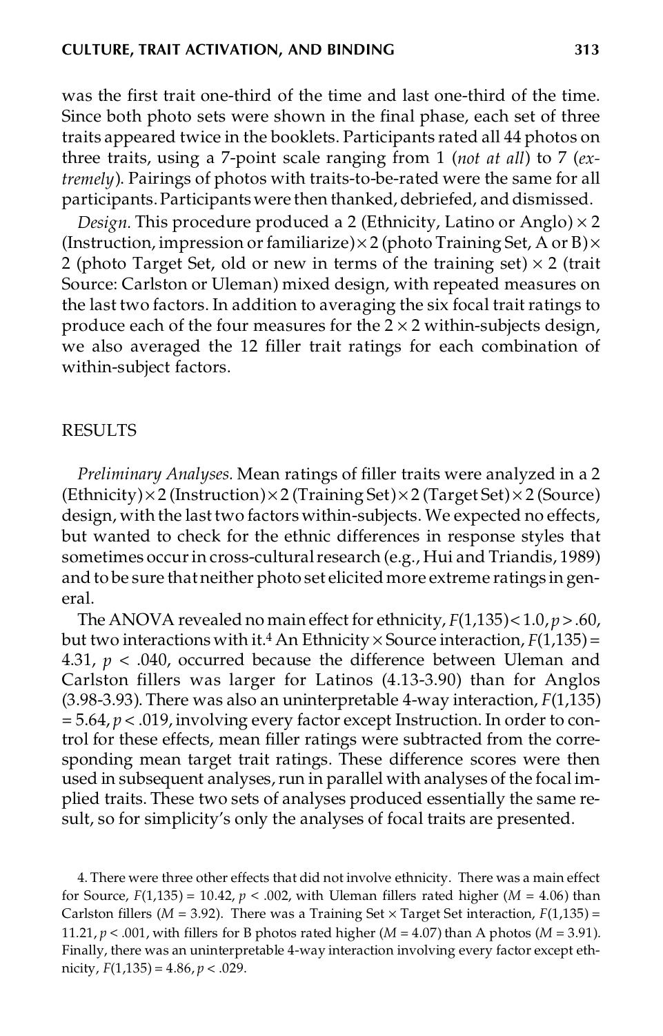was the first trait one-third of the time and last one-third of the time. Since both photo sets were shown in the final phase, each set of three traits appeared twice in the booklets. Participants rated all 44 photos on three traits, using a 7-point scale ranging from 1 (*not at all*) to 7 (*extremely*). Pairings of photos with traits-to-be-rated were the same for all participants. Participants were then thanked, debriefed, and dismissed.

*Design.* This procedure produced a 2 (Ethnicity, Latino or Anglo) × 2 (Instruction, impression or familiarize) × 2 (photo Training Set, A or B) × 2 (photo Target Set, old or new in terms of the training set) × 2 (trait Source: Carlston or Uleman) mixed design, with repeated measures on the last two factors. In addition to averaging the six focal trait ratings to produce each of the four measures for the 2 × 2 within-subjects design, we also averaged the 12 filler trait ratings for each combination of within-subject factors.

## RESULTS

*Preliminary Analyses.* Mean ratings of filler traits were analyzed in a 2 (Ethnicity) × 2 (Instruction) × 2 (Training Set) × 2 (Target Set) × 2 (Source) design, with the last two factors within-subjects. We expected no effects, but wanted to check for the ethnic differences in response styles that sometimes occur in cross-cultural research (e.g., Hui and Triandis, 1989) and to be sure that neither photo set elicited more extreme ratings in general.

The ANOVA revealed no main effect for ethnicity, $F(1,135) < 1.0$, $p > .60$, but two interactions with it.[4] An Ethnicity × Source interaction, $F(1,135) = 4.31$, $p < .040$, occurred because the difference between Uleman and Carlston fillers was larger for Latinos (4.13-3.90) than for Anglos (3.98-3.93). There was also an uninterpretable 4-way interaction, $F(1,135) = 5.64$, $p < .019$, involving every factor except Instruction. In order to control for these effects, mean filler ratings were subtracted from the corresponding mean target trait ratings. These difference scores were then used in subsequent analyses, run in parallel with analyses of the focal implied traits. These two sets of analyses produced essentially the same result, so for simplicity's only the analyses of focal traits are presented.

4. There were three other effects that did not involve ethnicity. There was a main effect for Source, $F(1,135) = 10.42$, $p < .002$, with Uleman fillers rated higher ($M = 4.06$) than Carlston fillers ($M = 3.92$). There was a Training Set × Target Set interaction, $F(1,135) = 11.21$, $p < .001$, with fillers for B photos rated higher ($M = 4.07$) than A photos ($M = 3.91$). Finally, there was an uninterpretable 4-way interaction involving every factor except ethnicity, $F(1,135) = 4.86$, $p < .029$.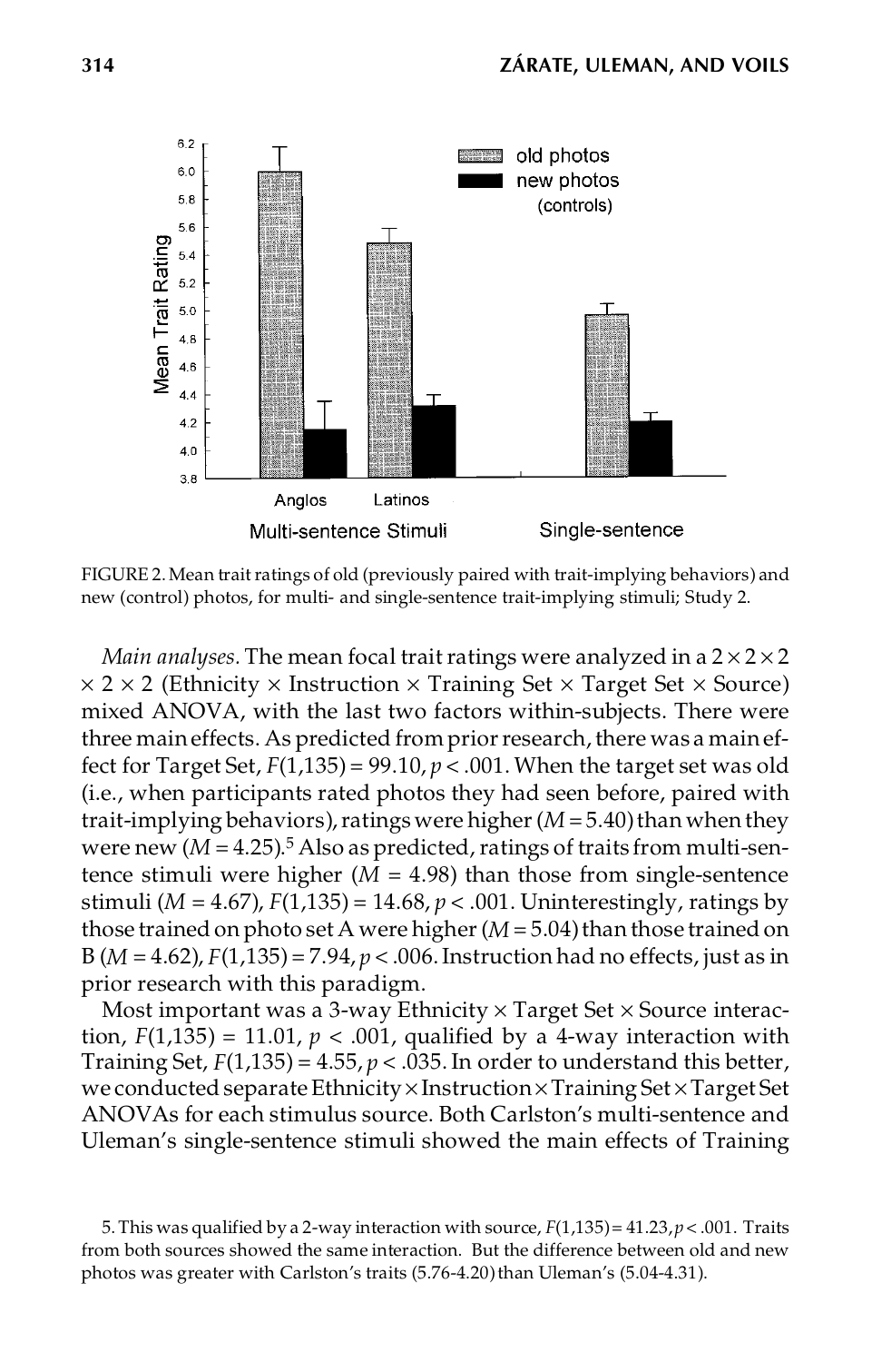FIGURE 2. Mean trait ratings of old (previously paired with trait-implying behaviors) and new (control) photos, for multi- and single-sentence trait-implying stimuli; Study 2.

*Main analyses.* The mean focal trait ratings were analyzed in a 2 × 2 × 2 × 2 × 2 (Ethnicity × Instruction × Training Set × Target Set × Source) mixed ANOVA, with the last two factors within-subjects. There were three main effects. As predicted from prior research, there was a main effect for Target Set, $F(1,135) = 99.10$, $p < .001$. When the target set was old (i.e., when participants rated photos they had seen before, paired with trait-implying behaviors), ratings were higher ($M = 5.40$) than when they were new ($M = 4.25$).[5] Also as predicted, ratings of traits from multi-sentence stimuli were higher ($M = 4.98$) than those from single-sentence stimuli ($M = 4.67$), $F(1,135) = 14.68$, $p < .001$. Uninterestingly, ratings by those trained on photo set A were higher ($M = 5.04$) than those trained on B ($M = 4.62$), $F(1,135) = 7.94$, $p < .006$. Instruction had no effects, just as in prior research with this paradigm.

Most important was a 3-way Ethnicity × Target Set × Source interaction, $F(1,135) = 11.01$, $p < .001$, qualified by a 4-way interaction with Training Set, $F(1,135) = 4.55$, $p < .035$. In order to understand this better, we conducted separate Ethnicity × Instruction × Training Set × Target Set ANOVAs for each stimulus source. Both Carlston's multi-sentence and Uleman's single-sentence stimuli showed the main effects of Training

5. This was qualified by a 2-way interaction with source, $F(1,135) = 41.23$, $p < .001$. Traits from both sources showed the same interaction. But the difference between old and new photos was greater with Carlston's traits (5.76-4.20) than Uleman's (5.04-4.31).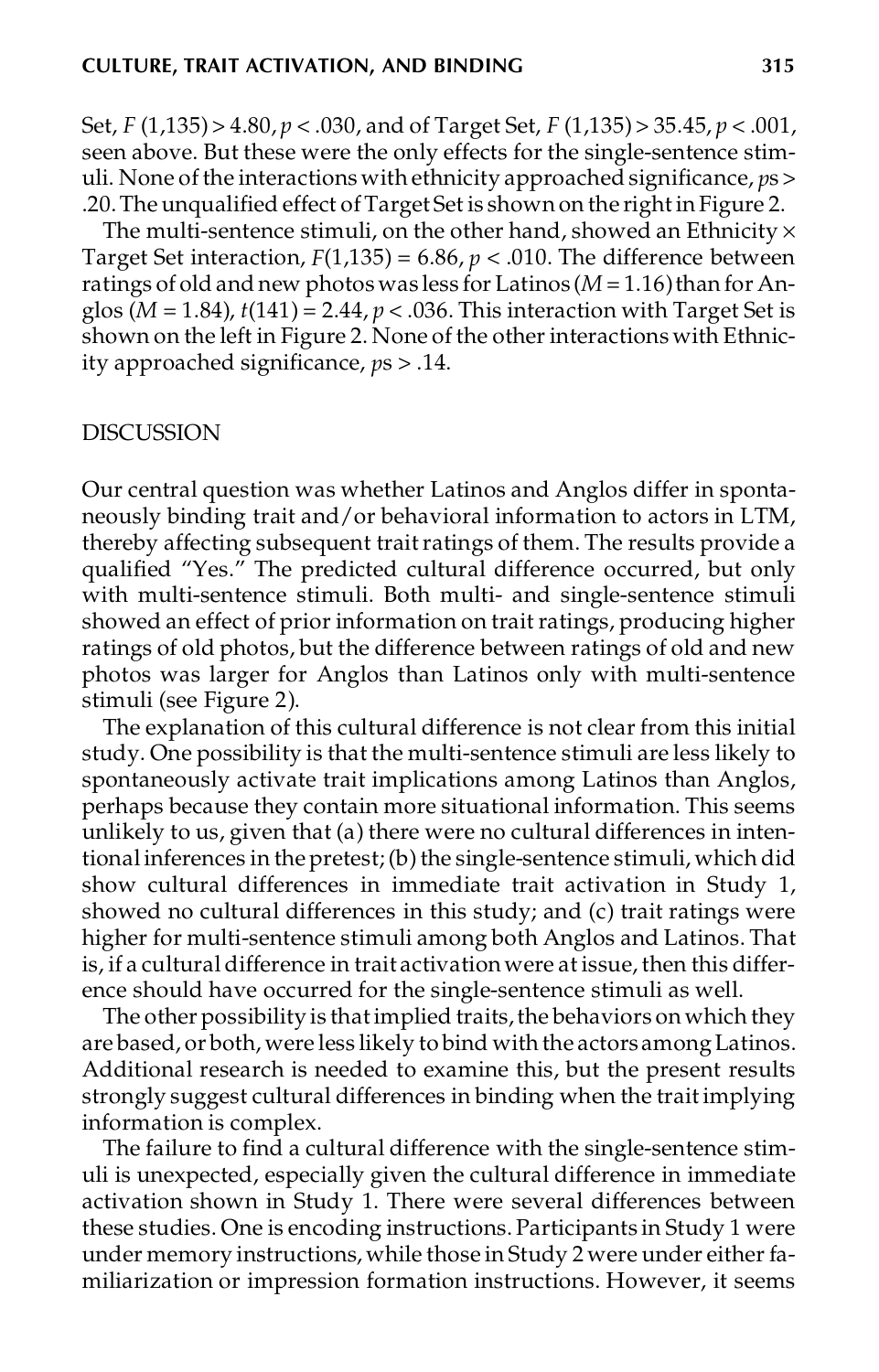Set, $F(1,135) > 4.80$, $p < .030$, and of Target Set, $F(1,135) > 35.45$, $p < .001$, seen above. But these were the only effects for the single-sentence stimuli. None of the interactions with ethnicity approached significance, $p$s > .20. The unqualified effect of Target Set is shown on the right in Figure 2.

The multi-sentence stimuli, on the other hand, showed an Ethnicity × Target Set interaction, $F(1,135) = 6.86$, $p < .010$. The difference between ratings of old and new photos was less for Latinos ($M = 1.16$) than for Anglos ($M = 1.84$), $t(141) = 2.44$, $p < .036$. This interaction with Target Set is shown on the left in Figure 2. None of the other interactions with Ethnicity approached significance, $p$s > .14.

## DISCUSSION

Our central question was whether Latinos and Anglos differ in spontaneously binding trait and/or behavioral information to actors in LTM, thereby affecting subsequent trait ratings of them. The results provide a qualified "Yes." The predicted cultural difference occurred, but only with multi-sentence stimuli. Both multi- and single-sentence stimuli showed an effect of prior information on trait ratings, producing higher ratings of old photos, but the difference between ratings of old and new photos was larger for Anglos than Latinos only with multi-sentence stimuli (see Figure 2).

The explanation of this cultural difference is not clear from this initial study. One possibility is that the multi-sentence stimuli are less likely to spontaneously activate trait implications among Latinos than Anglos, perhaps because they contain more situational information. This seems unlikely to us, given that (a) there were no cultural differences in intentional inferences in the pretest; (b) the single-sentence stimuli, which did show cultural differences in immediate trait activation in Study 1, showed no cultural differences in this study; and (c) trait ratings were higher for multi-sentence stimuli among both Anglos and Latinos. That is, if a cultural difference in trait activation were at issue, then this difference should have occurred for the single-sentence stimuli as well.

The other possibility is that implied traits, the behaviors on which they are based, or both, were less likely to bind with the actors among Latinos. Additional research is needed to examine this, but the present results strongly suggest cultural differences in binding when the trait implying information is complex.

The failure to find a cultural difference with the single-sentence stimuli is unexpected, especially given the cultural difference in immediate activation shown in Study 1. There were several differences between these studies. One is encoding instructions. Participants in Study 1 were under memory instructions, while those in Study 2 were under either familiarization or impression formation instructions. However, it seems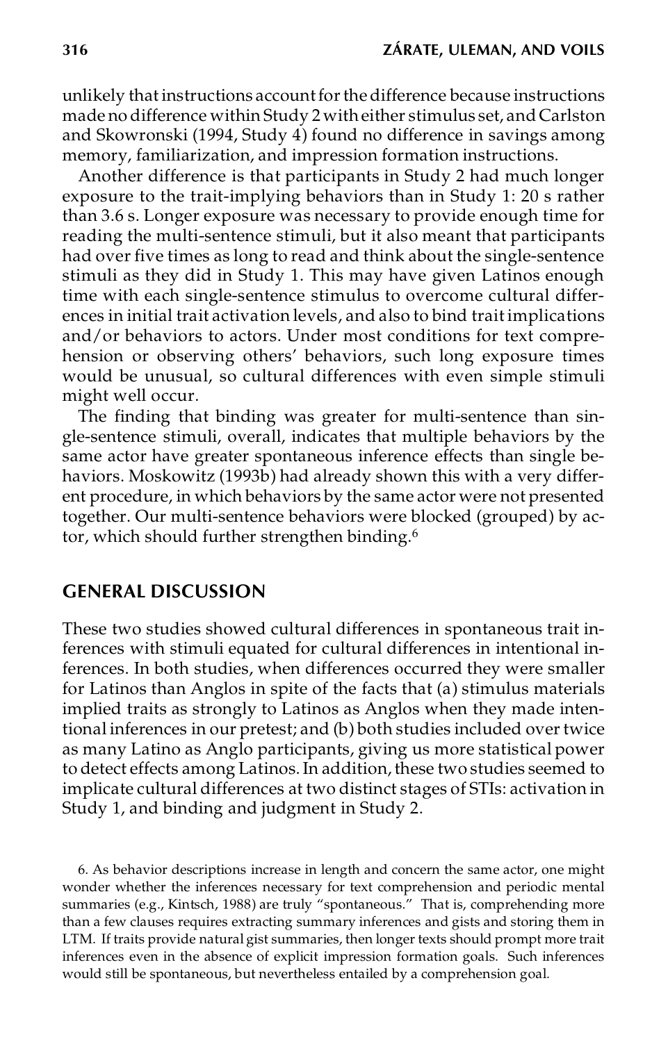unlikely that instructions account for the difference because instructions made no difference within Study 2 with either stimulus set, and Carlston and Skowronski (1994, Study 4) found no difference in savings among memory, familiarization, and impression formation instructions.

Another difference is that participants in Study 2 had much longer exposure to the trait-implying behaviors than in Study 1: 20 s rather than 3.6 s. Longer exposure was necessary to provide enough time for reading the multi-sentence stimuli, but it also meant that participants had over five times as long to read and think about the single-sentence stimuli as they did in Study 1. This may have given Latinos enough time with each single-sentence stimulus to overcome cultural differences in initial trait activation levels, and also to bind trait implications and/or behaviors to actors. Under most conditions for text comprehension or observing others' behaviors, such long exposure times would be unusual, so cultural differences with even simple stimuli might well occur.

The finding that binding was greater for multi-sentence than single-sentence stimuli, overall, indicates that multiple behaviors by the same actor have greater spontaneous inference effects than single behaviors. Moskowitz (1993b) had already shown this with a very different procedure, in which behaviors by the same actor were not presented together. Our multi-sentence behaviors were blocked (grouped) by actor, which should further strengthen binding.[6]

## GENERAL DISCUSSION

These two studies showed cultural differences in spontaneous trait inferences with stimuli equated for cultural differences in intentional inferences. In both studies, when differences occurred they were smaller for Latinos than Anglos in spite of the facts that (a) stimulus materials implied traits as strongly to Latinos as Anglos when they made intentional inferences in our pretest; and (b) both studies included over twice as many Latino as Anglo participants, giving us more statistical power to detect effects among Latinos. In addition, these two studies seemed to implicate cultural differences at two distinct stages of STIs: activation in Study 1, and binding and judgment in Study 2.

6. As behavior descriptions increase in length and concern the same actor, one might wonder whether the inferences necessary for text comprehension and periodic mental summaries (e.g., Kintsch, 1988) are truly "spontaneous." That is, comprehending more than a few clauses requires extracting summary inferences and gists and storing them in LTM. If traits provide natural gist summaries, then longer texts should prompt more trait inferences even in the absence of explicit impression formation goals. Such inferences would still be spontaneous, but nevertheless entailed by a comprehension goal.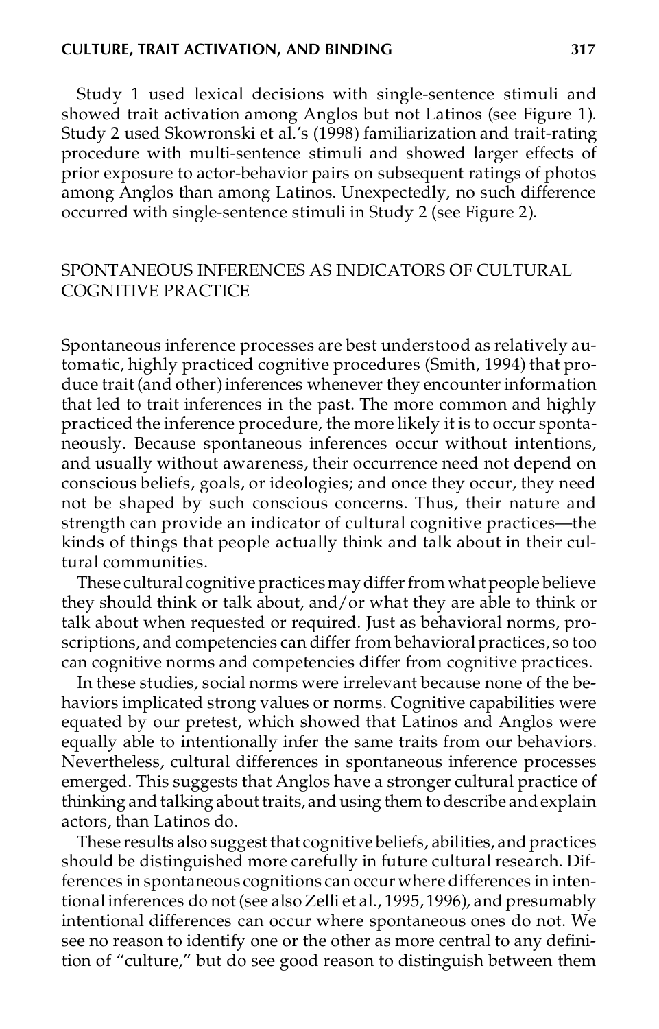Study 1 used lexical decisions with single-sentence stimuli and showed trait activation among Anglos but not Latinos (see Figure 1). Study 2 used Skowronski et al.'s (1998) familiarization and trait-rating procedure with multi-sentence stimuli and showed larger effects of prior exposure to actor-behavior pairs on subsequent ratings of photos among Anglos than among Latinos. Unexpectedly, no such difference occurred with single-sentence stimuli in Study 2 (see Figure 2).

## SPONTANEOUS INFERENCES AS INDICATORS OF CULTURAL COGNITIVE PRACTICE

Spontaneous inference processes are best understood as relatively automatic, highly practiced cognitive procedures (Smith, 1994) that produce trait (and other) inferences whenever they encounter information that led to trait inferences in the past. The more common and highly practiced the inference procedure, the more likely it is to occur spontaneously. Because spontaneous inferences occur without intentions, and usually without awareness, their occurrence need not depend on conscious beliefs, goals, or ideologies; and once they occur, they need not be shaped by such conscious concerns. Thus, their nature and strength can provide an indicator of cultural cognitive practices—the kinds of things that people actually think and talk about in their cultural communities.

These cultural cognitive practices may differ from what people believe they should think or talk about, and/or what they are able to think or talk about when requested or required. Just as behavioral norms, proscriptions, and competencies can differ from behavioral practices, so too can cognitive norms and competencies differ from cognitive practices.

In these studies, social norms were irrelevant because none of the behaviors implicated strong values or norms. Cognitive capabilities were equated by our pretest, which showed that Latinos and Anglos were equally able to intentionally infer the same traits from our behaviors. Nevertheless, cultural differences in spontaneous inference processes emerged. This suggests that Anglos have a stronger cultural practice of thinking and talking about traits, and using them to describe and explain actors, than Latinos do.

These results also suggest that cognitive beliefs, abilities, and practices should be distinguished more carefully in future cultural research. Differences in spontaneous cognitions can occur where differences in intentional inferences do not (see also Zelli et al., 1995, 1996), and presumably intentional differences can occur where spontaneous ones do not. We see no reason to identify one or the other as more central to any definition of "culture," but do see good reason to distinguish between them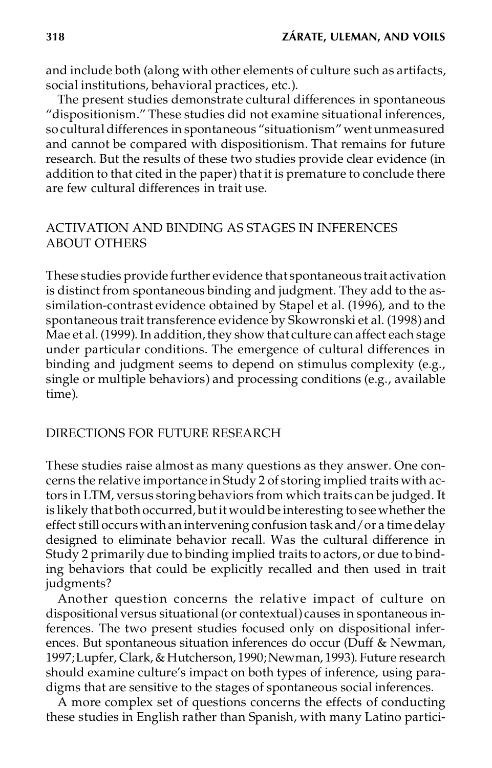and include both (along with other elements of culture such as artifacts, social institutions, behavioral practices, etc.).

The present studies demonstrate cultural differences in spontaneous "dispositionism." These studies did not examine situational inferences, so cultural differences in spontaneous "situationism" went unmeasured and cannot be compared with dispositionism. That remains for future research. But the results of these two studies provide clear evidence (in addition to that cited in the paper) that it is premature to conclude there are few cultural differences in trait use.

## ACTIVATION AND BINDING AS STAGES IN INFERENCES ABOUT OTHERS

These studies provide further evidence that spontaneous trait activation is distinct from spontaneous binding and judgment. They add to the assimilation-contrast evidence obtained by Stapel et al. (1996), and to the spontaneous trait transference evidence by Skowronski et al. (1998) and Mae et al. (1999). In addition, they show that culture can affect each stage under particular conditions. The emergence of cultural differences in binding and judgment seems to depend on stimulus complexity (e.g., single or multiple behaviors) and processing conditions (e.g., available time).

## DIRECTIONS FOR FUTURE RESEARCH

These studies raise almost as many questions as they answer. One concerns the relative importance in Study 2 of storing implied traits with actors in LTM, versus storing behaviors from which traits can be judged. It is likely that both occurred, but it would be interesting to see whether the effect still occurs with an intervening confusion task and/or a time delay designed to eliminate behavior recall. Was the cultural difference in Study 2 primarily due to binding implied traits to actors, or due to binding behaviors that could be explicitly recalled and then used in trait judgments?

Another question concerns the relative impact of culture on dispositional versus situational (or contextual) causes in spontaneous inferences. The two present studies focused only on dispositional inferences. But spontaneous situation inferences do occur (Duff & Newman, 1997; Lupfer, Clark, & Hutcherson, 1990; Newman, 1993). Future research should examine culture's impact on both types of inference, using paradigms that are sensitive to the stages of spontaneous social inferences.

A more complex set of questions concerns the effects of conducting these studies in English rather than Spanish, with many Latino partici-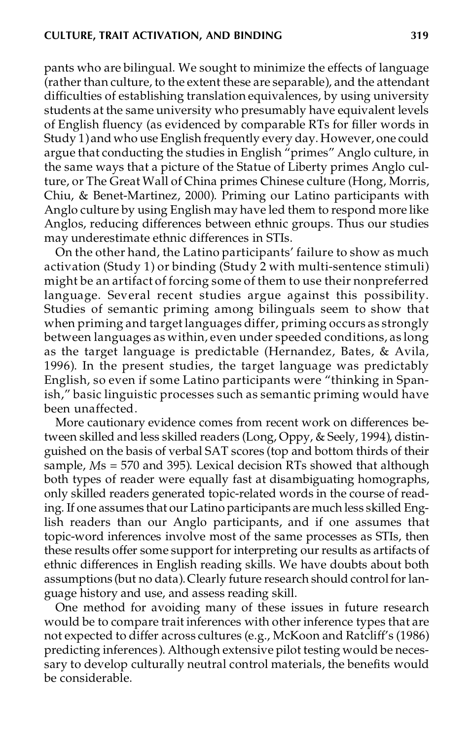pants who are bilingual. We sought to minimize the effects of language (rather than culture, to the extent these are separable), and the attendant difficulties of establishing translation equivalences, by using university students at the same university who presumably have equivalent levels of English fluency (as evidenced by comparable RTs for filler words in Study 1) and who use English frequently every day. However, one could argue that conducting the studies in English "primes" Anglo culture, in the same ways that a picture of the Statue of Liberty primes Anglo culture, or The Great Wall of China primes Chinese culture (Hong, Morris, Chiu, & Benet-Martinez, 2000). Priming our Latino participants with Anglo culture by using English may have led them to respond more like Anglos, reducing differences between ethnic groups. Thus our studies may underestimate ethnic differences in STIs.

On the other hand, the Latino participants' failure to show as much activation (Study 1) or binding (Study 2 with multi-sentence stimuli) might be an artifact of forcing some of them to use their nonpreferred language. Several recent studies argue against this possibility. Studies of semantic priming among bilinguals seem to show that when priming and target languages differ, priming occurs as strongly between languages as within, even under speeded conditions, as long as the target language is predictable (Hernandez, Bates, & Avila, 1996). In the present studies, the target language was predictably English, so even if some Latino participants were "thinking in Spanish," basic linguistic processes such as semantic priming would have been unaffected.

More cautionary evidence comes from recent work on differences between skilled and less skilled readers (Long, Oppy, & Seely, 1994), distinguished on the basis of verbal SAT scores (top and bottom thirds of their sample, *M*s = 570 and 395). Lexical decision RTs showed that although both types of reader were equally fast at disambiguating homographs, only skilled readers generated topic-related words in the course of reading. If one assumes that our Latino participants are much less skilled English readers than our Anglo participants, and if one assumes that topic-word inferences involve most of the same processes as STIs, then these results offer some support for interpreting our results as artifacts of ethnic differences in English reading skills. We have doubts about both assumptions (but no data). Clearly future research should control for language history and use, and assess reading skill.

One method for avoiding many of these issues in future research would be to compare trait inferences with other inference types that are not expected to differ across cultures (e.g., McKoon and Ratcliff's (1986) predicting inferences). Although extensive pilot testing would be necessary to develop culturally neutral control materials, the benefits would be considerable.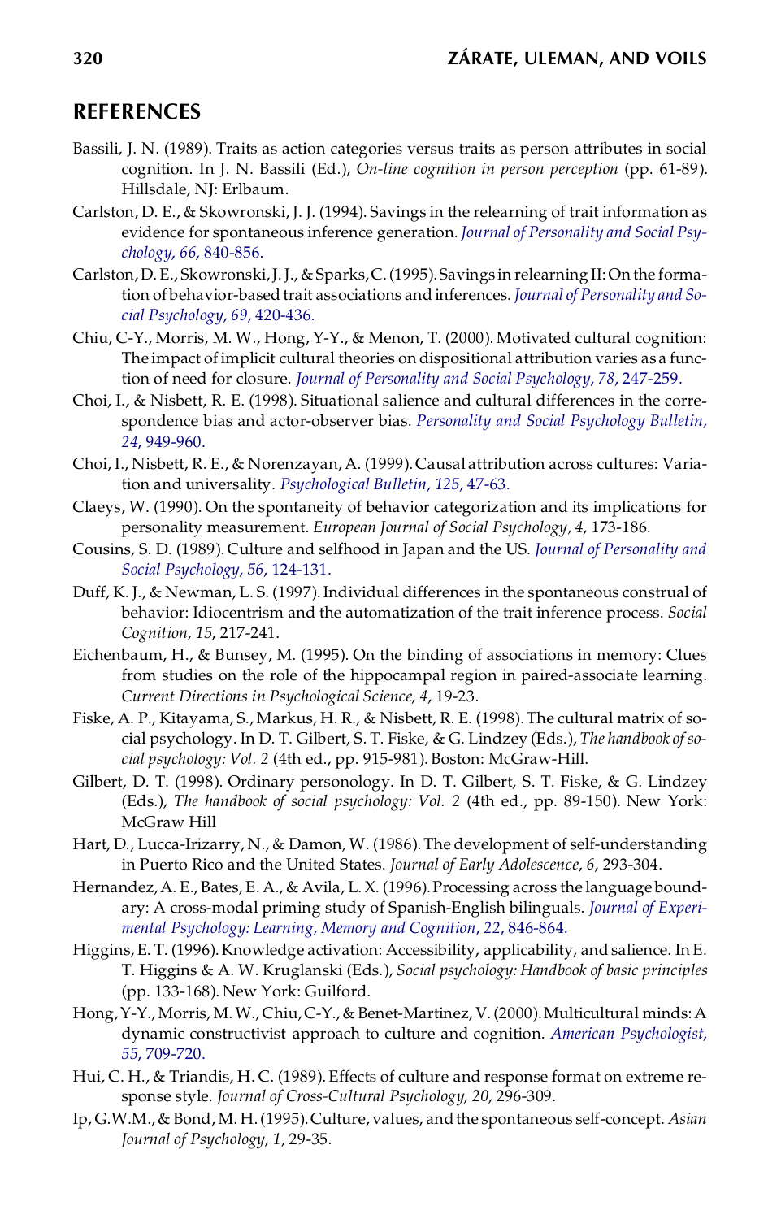## REFERENCES

Bassili, J. N. (1989). Traits as action categories versus traits as person attributes in social cognition. In J. N. Bassili (Ed.), *On-line cognition in person perception* (pp. 61-89). Hillsdale, NJ: Erlbaum.

Carlston, D. E., & Skowronski, J. J. (1994). Savings in the relearning of trait information as evidence for spontaneous inference generation. *Journal of Personality and Social Psychology*, *66*, 840-856.

Carlston, D. E., Skowronski, J. J., & Sparks, C. (1995). Savings in relearning II: On the formation of behavior-based trait associations and inferences. *Journal of Personality and Social Psychology*, *69*, 420-436.

Chiu, C-Y., Morris, M. W., Hong, Y-Y., & Menon, T. (2000). Motivated cultural cognition: The impact of implicit cultural theories on dispositional attribution varies as a function of need for closure. *Journal of Personality and Social Psychology*, *78*, 247-259.

Choi, I., & Nisbett, R. E. (1998). Situational salience and cultural differences in the correspondence bias and actor-observer bias. *Personality and Social Psychology Bulletin*, *24*, 949-960.

Choi, I., Nisbett, R. E., & Norenzayan, A. (1999). Causal attribution across cultures: Variation and universality. *Psychological Bulletin*, *125*, 47-63.

Claeys, W. (1990). On the spontaneity of behavior categorization and its implications for personality measurement. *European Journal of Social Psychology*, *4*, 173-186.

Cousins, S. D. (1989). Culture and selfhood in Japan and the US. *Journal of Personality and Social Psychology*, *56*, 124-131.

Duff, K. J., & Newman, L. S. (1997). Individual differences in the spontaneous construal of behavior: Idiocentrism and the automatization of the trait inference process. *Social Cognition*, *15*, 217-241.

Eichenbaum, H., & Bunsey, M. (1995). On the binding of associations in memory: Clues from studies on the role of the hippocampal region in paired-associate learning. *Current Directions in Psychological Science*, *4*, 19-23.

Fiske, A. P., Kitayama, S., Markus, H. R., & Nisbett, R. E. (1998). The cultural matrix of social psychology. In D. T. Gilbert, S. T. Fiske, & G. Lindzey (Eds.), *The handbook of social psychology: Vol. 2* (4th ed., pp. 915-981). Boston: McGraw-Hill.

Gilbert, D. T. (1998). Ordinary personology. In D. T. Gilbert, S. T. Fiske, & G. Lindzey (Eds.), *The handbook of social psychology: Vol. 2* (4th ed., pp. 89-150). New York: McGraw Hill

Hart, D., Lucca-Irizarry, N., & Damon, W. (1986). The development of self-understanding in Puerto Rico and the United States. *Journal of Early Adolescence*, *6*, 293-304.

Hernandez, A. E., Bates, E. A., & Avila, L. X. (1996). Processing across the language boundary: A cross-modal priming study of Spanish-English bilinguals. *Journal of Experimental Psychology: Learning, Memory and Cognition*, *22*, 846-864.

Higgins, E. T. (1996). Knowledge activation: Accessibility, applicability, and salience. In E. T. Higgins & A. W. Kruglanski (Eds.), *Social psychology: Handbook of basic principles* (pp. 133-168). New York: Guilford.

Hong, Y-Y., Morris, M. W., Chiu, C-Y., & Benet-Martinez, V. (2000). Multicultural minds: A dynamic constructivist approach to culture and cognition. *American Psychologist*, *55*, 709-720.

Hui, C. H., & Triandis, H. C. (1989). Effects of culture and response format on extreme response style. *Journal of Cross-Cultural Psychology*, *20*, 296-309.

Ip, G.W.M., & Bond, M. H. (1995). Culture, values, and the spontaneous self-concept. *Asian Journal of Psychology*, *1*, 29-35.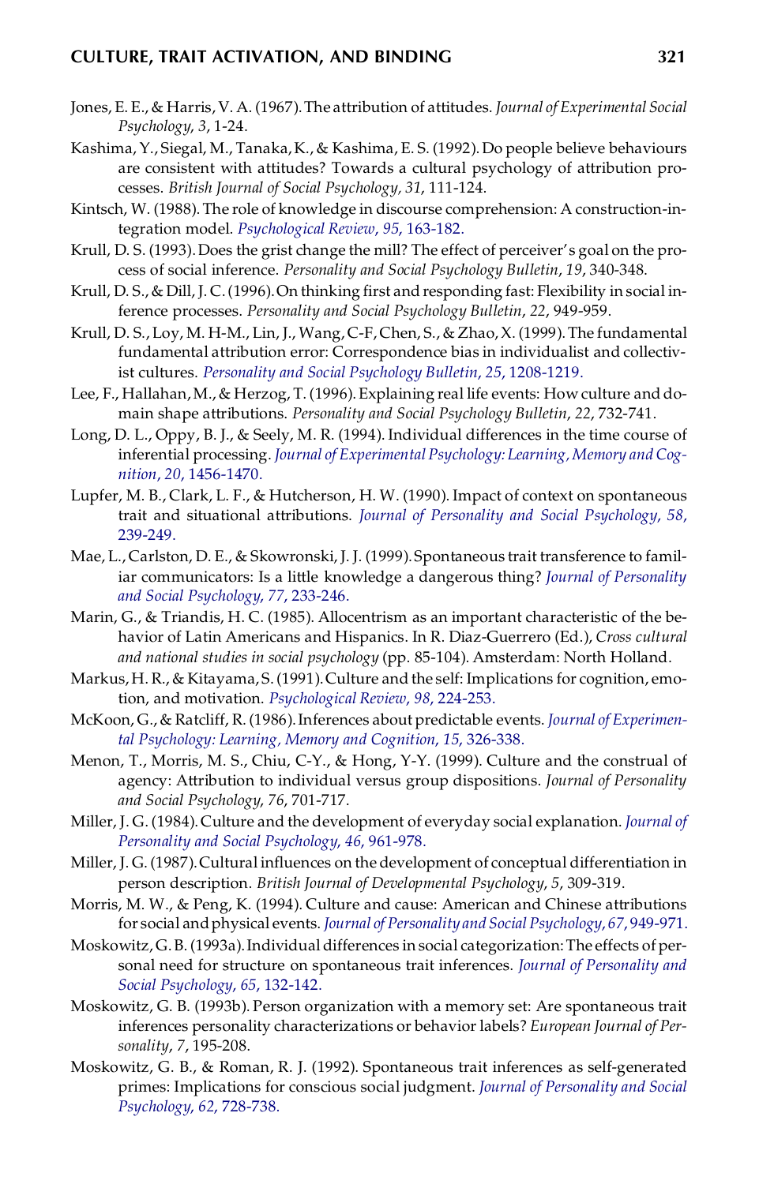Jones, E. E., & Harris, V. A. (1967). The attribution of attitudes. *Journal of Experimental Social Psychology*, *3*, 1-24.

Kashima, Y., Siegal, M., Tanaka, K., & Kashima, E. S. (1992). Do people believe behaviours are consistent with attitudes? Towards a cultural psychology of attribution processes. *British Journal of Social Psychology*, *31*, 111-124.

Kintsch, W. (1988). The role of knowledge in discourse comprehension: A construction-integration model. *Psychological Review*, *95*, 163-182.

Krull, D. S. (1993). Does the grist change the mill? The effect of perceiver's goal on the process of social inference. *Personality and Social Psychology Bulletin*, *19*, 340-348.

Krull, D. S., & Dill, J. C. (1996). On thinking first and responding fast: Flexibility in social inference processes. *Personality and Social Psychology Bulletin*, *22*, 949-959.

Krull, D. S., Loy, M. H-M., Lin, J., Wang, C-F, Chen, S., & Zhao, X. (1999). The fundamental fundamental attribution error: Correspondence bias in individualist and collectivist cultures. *Personality and Social Psychology Bulletin*, *25*, 1208-1219.

Lee, F., Hallahan, M., & Herzog, T. (1996). Explaining real life events: How culture and domain shape attributions. *Personality and Social Psychology Bulletin*, *22*, 732-741.

Long, D. L., Oppy, B. J., & Seely, M. R. (1994). Individual differences in the time course of inferential processing. *Journal of Experimental Psychology: Learning, Memory and Cognition*, *20*, 1456-1470.

Lupfer, M. B., Clark, L. F., & Hutcherson, H. W. (1990). Impact of context on spontaneous trait and situational attributions. *Journal of Personality and Social Psychology*, *58*, 239-249.

Mae, L., Carlston, D. E., & Skowronski, J. J. (1999). Spontaneous trait transference to familiar communicators: Is a little knowledge a dangerous thing? *Journal of Personality and Social Psychology*, *77*, 233-246.

Marin, G., & Triandis, H. C. (1985). Allocentrism as an important characteristic of the behavior of Latin Americans and Hispanics. In R. Diaz-Guerrero (Ed.), *Cross cultural and national studies in social psychology* (pp. 85-104). Amsterdam: North Holland.

Markus, H. R., & Kitayama, S. (1991). Culture and the self: Implications for cognition, emotion, and motivation. *Psychological Review*, *98*, 224-253.

McKoon, G., & Ratcliff, R. (1986). Inferences about predictable events. *Journal of Experimental Psychology: Learning, Memory and Cognition*, *15*, 326-338.

Menon, T., Morris, M. S., Chiu, C-Y., & Hong, Y-Y. (1999). Culture and the construal of agency: Attribution to individual versus group dispositions. *Journal of Personality and Social Psychology*, *76*, 701-717.

Miller, J. G. (1984). Culture and the development of everyday social explanation. *Journal of Personality and Social Psychology*, *46*, 961-978.

Miller, J. G. (1987). Cultural influences on the development of conceptual differentiation in person description. *British Journal of Developmental Psychology*, *5*, 309-319.

Morris, M. W., & Peng, K. (1994). Culture and cause: American and Chinese attributions for social and physical events. *Journal of Personality and Social Psychology*, *67*, 949-971.

Moskowitz, G. B. (1993a). Individual differences in social categorization: The effects of personal need for structure on spontaneous trait inferences. *Journal of Personality and Social Psychology*, *65*, 132-142.

Moskowitz, G. B. (1993b). Person organization with a memory set: Are spontaneous trait inferences personality characterizations or behavior labels? *European Journal of Personality*, *7*, 195-208.

Moskowitz, G. B., & Roman, R. J. (1992). Spontaneous trait inferences as self-generated primes: Implications for conscious social judgment. *Journal of Personality and Social Psychology*, *62*, 728-738.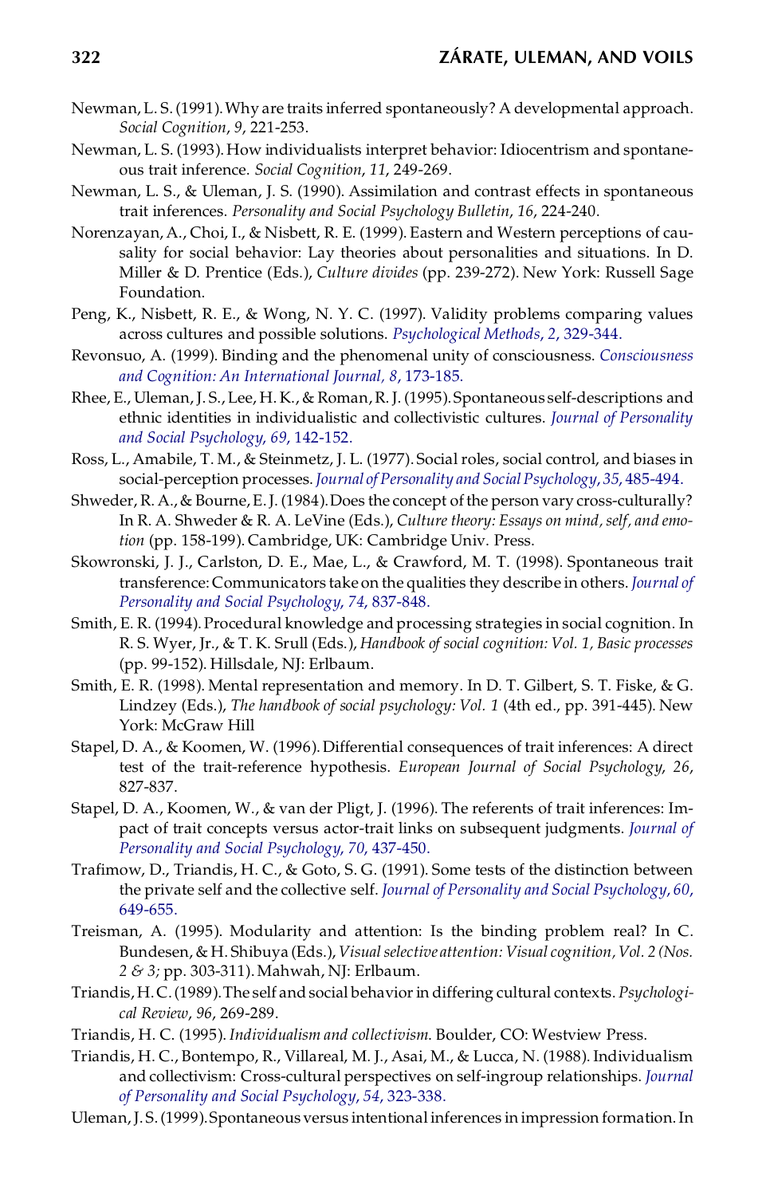Newman, L. S. (1991). Why are traits inferred spontaneously? A developmental approach. *Social Cognition*, *9*, 221-253.

Newman, L. S. (1993). How individualists interpret behavior: Idiocentrism and spontaneous trait inference. *Social Cognition*, *11*, 249-269.

Newman, L. S., & Uleman, J. S. (1990). Assimilation and contrast effects in spontaneous trait inferences. *Personality and Social Psychology Bulletin*, *16*, 224-240.

Norenzayan, A., Choi, I., & Nisbett, R. E. (1999). Eastern and Western perceptions of causality for social behavior: Lay theories about personalities and situations. In D. Miller & D. Prentice (Eds.), *Culture divides* (pp. 239-272). New York: Russell Sage Foundation.

Peng, K., Nisbett, R. E., & Wong, N. Y. C. (1997). Validity problems comparing values across cultures and possible solutions. *Psychological Methods*, *2*, 329-344.

Revonsuo, A. (1999). Binding and the phenomenal unity of consciousness. *Consciousness and Cognition: An International Journal*, *8*, 173-185.

Rhee, E., Uleman, J. S., Lee, H. K., & Roman, R. J. (1995). Spontaneous self-descriptions and ethnic identities in individualistic and collectivistic cultures. *Journal of Personality and Social Psychology*, *69*, 142-152.

Ross, L., Amabile, T. M., & Steinmetz, J. L. (1977). Social roles, social control, and biases in social-perception processes. *Journal of Personality and Social Psychology*, *35*, 485-494.

Shweder, R. A., & Bourne, E. J. (1984). Does the concept of the person vary cross-culturally? In R. A. Shweder & R. A. LeVine (Eds.), *Culture theory: Essays on mind, self, and emotion* (pp. 158-199). Cambridge, UK: Cambridge Univ. Press.

Skowronski, J. J., Carlston, D. E., Mae, L., & Crawford, M. T. (1998). Spontaneous trait transference: Communicators take on the qualities they describe in others. *Journal of Personality and Social Psychology*, *74*, 837-848.

Smith, E. R. (1994). Procedural knowledge and processing strategies in social cognition. In R. S. Wyer, Jr., & T. K. Srull (Eds.), *Handbook of social cognition: Vol. 1, Basic processes* (pp. 99-152). Hillsdale, NJ: Erlbaum.

Smith, E. R. (1998). Mental representation and memory. In D. T. Gilbert, S. T. Fiske, & G. Lindzey (Eds.), *The handbook of social psychology: Vol. 1* (4th ed., pp. 391-445). New York: McGraw Hill

Stapel, D. A., & Koomen, W. (1996). Differential consequences of trait inferences: A direct test of the trait-reference hypothesis. *European Journal of Social Psychology*, *26*, 827-837.

Stapel, D. A., Koomen, W., & van der Pligt, J. (1996). The referents of trait inferences: Impact of trait concepts versus actor-trait links on subsequent judgments. *Journal of Personality and Social Psychology*, *70*, 437-450.

Trafimow, D., Triandis, H. C., & Goto, S. G. (1991). Some tests of the distinction between the private self and the collective self. *Journal of Personality and Social Psychology*, *60*, 649-655.

Treisman, A. (1995). Modularity and attention: Is the binding problem real? In C. Bundesen, & H. Shibuya (Eds.), *Visual selective attention: Visual cognition, Vol. 2 (Nos. 2 & 3;* pp. 303-311). Mahwah, NJ: Erlbaum.

Triandis, H. C. (1989). The self and social behavior in differing cultural contexts. *Psychological Review*, *96*, 269-289.

Triandis, H. C. (1995). *Individualism and collectivism*. Boulder, CO: Westview Press.

Triandis, H. C., Bontempo, R., Villareal, M. J., Asai, M., & Lucca, N. (1988). Individualism and collectivism: Cross-cultural perspectives on self-ingroup relationships. *Journal of Personality and Social Psychology*, *54*, 323-338.

Uleman, J. S. (1999). Spontaneous versus intentional inferences in impression formation. In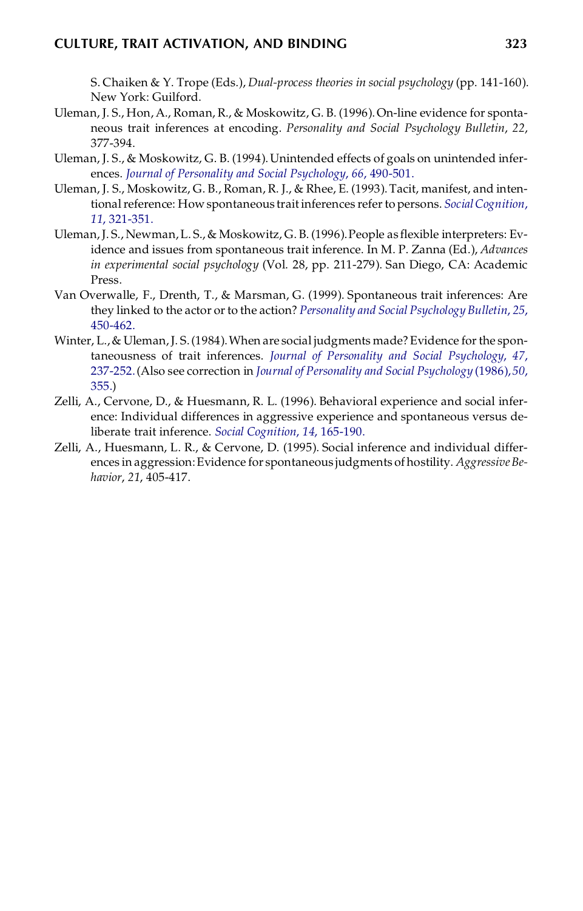S. Chaiken & Y. Trope (Eds.), *Dual-process theories in social psychology* (pp. 141-160). New York: Guilford.

Uleman, J. S., Hon, A., Roman, R., & Moskowitz, G. B. (1996). On-line evidence for spontaneous trait inferences at encoding. *Personality and Social Psychology Bulletin*, *22*, 377-394.

Uleman, J. S., & Moskowitz, G. B. (1994). Unintended effects of goals on unintended inferences. *Journal of Personality and Social Psychology*, *66*, 490-501.

Uleman, J. S., Moskowitz, G. B., Roman, R. J., & Rhee, E. (1993). Tacit, manifest, and intentional reference: How spontaneous trait inferences refer to persons. *Social Cognition*, *11*, 321-351.

Uleman, J. S., Newman, L. S., & Moskowitz, G. B. (1996). People as flexible interpreters: Evidence and issues from spontaneous trait inference. In M. P. Zanna (Ed.), *Advances in experimental social psychology* (Vol. 28, pp. 211-279). San Diego, CA: Academic Press.

Van Overwalle, F., Drenth, T., & Marsman, G. (1999). Spontaneous trait inferences: Are they linked to the actor or to the action? *Personality and Social Psychology Bulletin*, *25*, 450-462.

Winter, L., & Uleman, J. S. (1984). When are social judgments made? Evidence for the spontaneousness of trait inferences. *Journal of Personality and Social Psychology*, *47*, 237-252. (Also see correction in *Journal of Personality and Social Psychology* (1986), *50*, 355.)

Zelli, A., Cervone, D., & Huesmann, R. L. (1996). Behavioral experience and social inference: Individual differences in aggressive experience and spontaneous versus deliberate trait inference. *Social Cognition*, *14*, 165-190.

Zelli, A., Huesmann, L. R., & Cervone, D. (1995). Social inference and individual differences in aggression: Evidence for spontaneous judgments of hostility. *Aggressive Behavior*, *21*, 405-417.